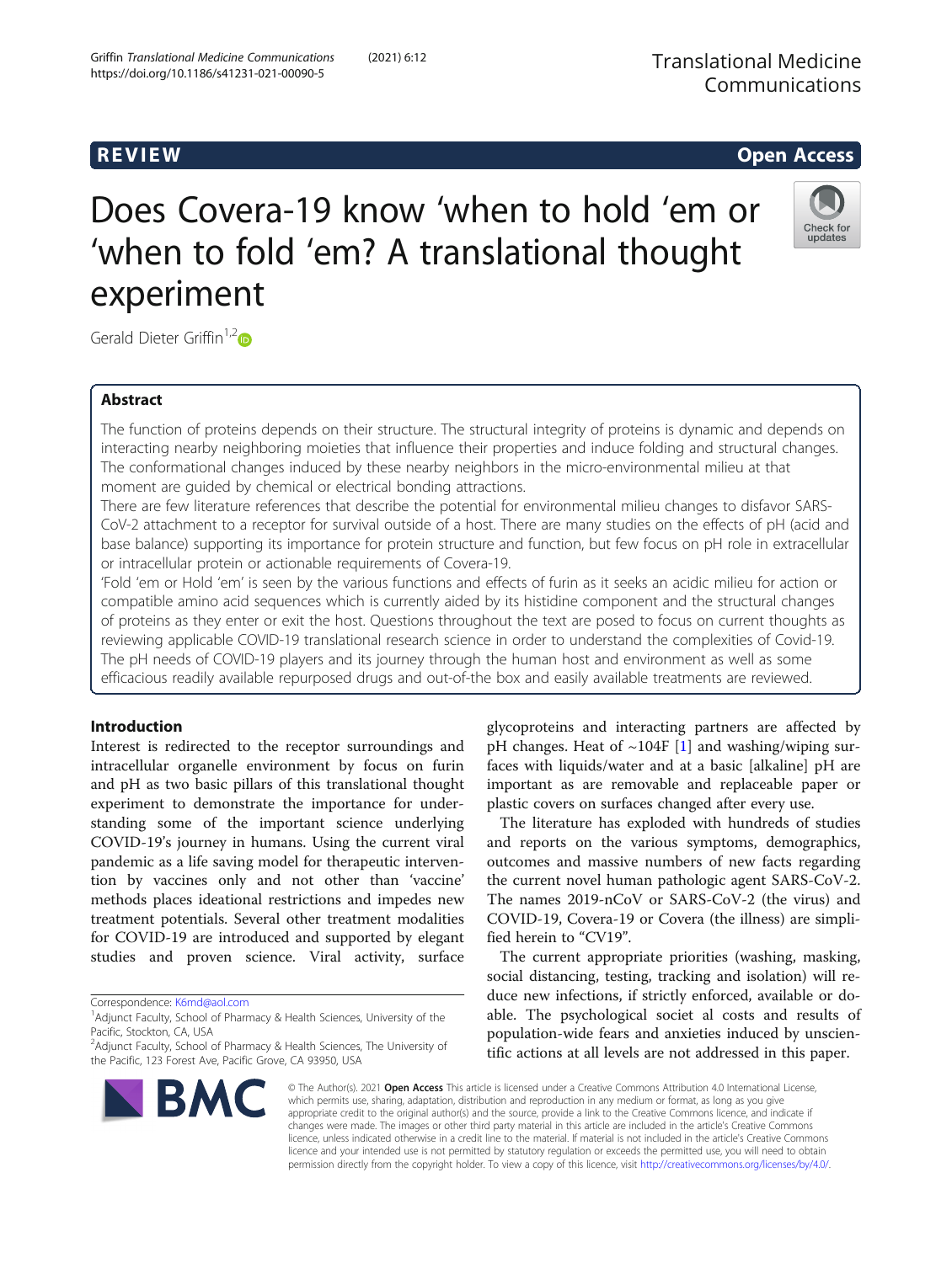REVIEW

Open Access

# Does Covera-19 know 'when to hold 'em or 'when to fold 'em? A translational thought experiment

Gerald Dieter Griffin[1,2]

## Abstract

The function of proteins depends on their structure. The structural integrity of proteins is dynamic and depends on interacting nearby neighboring moieties that influence their properties and induce folding and structural changes. The conformational changes induced by these nearby neighbors in the micro-environmental milieu at that moment are guided by chemical or electrical bonding attractions.

There are few literature references that describe the potential for environmental milieu changes to disfavor SARS-CoV-2 attachment to a receptor for survival outside of a host. There are many studies on the effects of pH (acid and base balance) supporting its importance for protein structure and function, but few focus on pH role in extracellular or intracellular protein or actionable requirements of Covera-19.

'Fold 'em or Hold 'em' is seen by the various functions and effects of furin as it seeks an acidic milieu for action or compatible amino acid sequences which is currently aided by its histidine component and the structural changes of proteins as they enter or exit the host. Questions throughout the text are posed to focus on current thoughts as reviewing applicable COVID-19 translational research science in order to understand the complexities of Covid-19. The pH needs of COVID-19 players and its journey through the human host and environment as well as some efficacious readily available repurposed drugs and out-of-the box and easily available treatments are reviewed.

## Introduction

Interest is redirected to the receptor surroundings and intracellular organelle environment by focus on furin and pH as two basic pillars of this translational thought experiment to demonstrate the importance for understanding some of the important science underlying COVID-19's journey in humans. Using the current viral pandemic as a life saving model for therapeutic intervention by vaccines only and not other than 'vaccine' methods places ideational restrictions and impedes new treatment potentials. Several other treatment modalities for COVID-19 are introduced and supported by elegant studies and proven science. Viral activity, surface glycoproteins and interacting partners are affected by pH changes. Heat of ~104F [1] and washing/wiping surfaces with liquids/water and at a basic [alkaline] pH are important as are removable and replaceable paper or plastic covers on surfaces changed after every use.

The literature has exploded with hundreds of studies and reports on the various symptoms, demographics, outcomes and massive numbers of new facts regarding the current novel human pathologic agent SARS-CoV-2. The names 2019-nCoV or SARS-CoV-2 (the virus) and COVID-19, Covera-19 or Covera (the illness) are simplified herein to "CV19".

The current appropriate priorities (washing, masking, social distancing, testing, tracking and isolation) will reduce new infections, if strictly enforced, available or doable. The psychological societ al costs and results of population-wide fears and anxieties induced by unscientific actions at all levels are not addressed in this paper.

Correspondence: K6md@aol.com

[1]Adjunct Faculty, School of Pharmacy & Health Sciences, University of the Pacific, Stockton, CA, USA

[2]Adjunct Faculty, School of Pharmacy & Health Sciences, The University of the Pacific, 123 Forest Ave, Pacific Grove, CA 93950, USA

© The Author(s). 2021 **Open Access** This article is licensed under a Creative Commons Attribution 4.0 International License, which permits use, sharing, adaptation, distribution and reproduction in any medium or format, as long as you give appropriate credit to the original author(s) and the source, provide a link to the Creative Commons licence, and indicate if changes were made. The images or other third party material in this article are included in the article's Creative Commons licence, unless indicated otherwise in a credit line to the material. If material is not included in the article's Creative Commons licence and your intended use is not permitted by statutory regulation or exceeds the permitted use, you will need to obtain permission directly from the copyright holder. To view a copy of this licence, visit http://creativecommons.org/licenses/by/4.0/.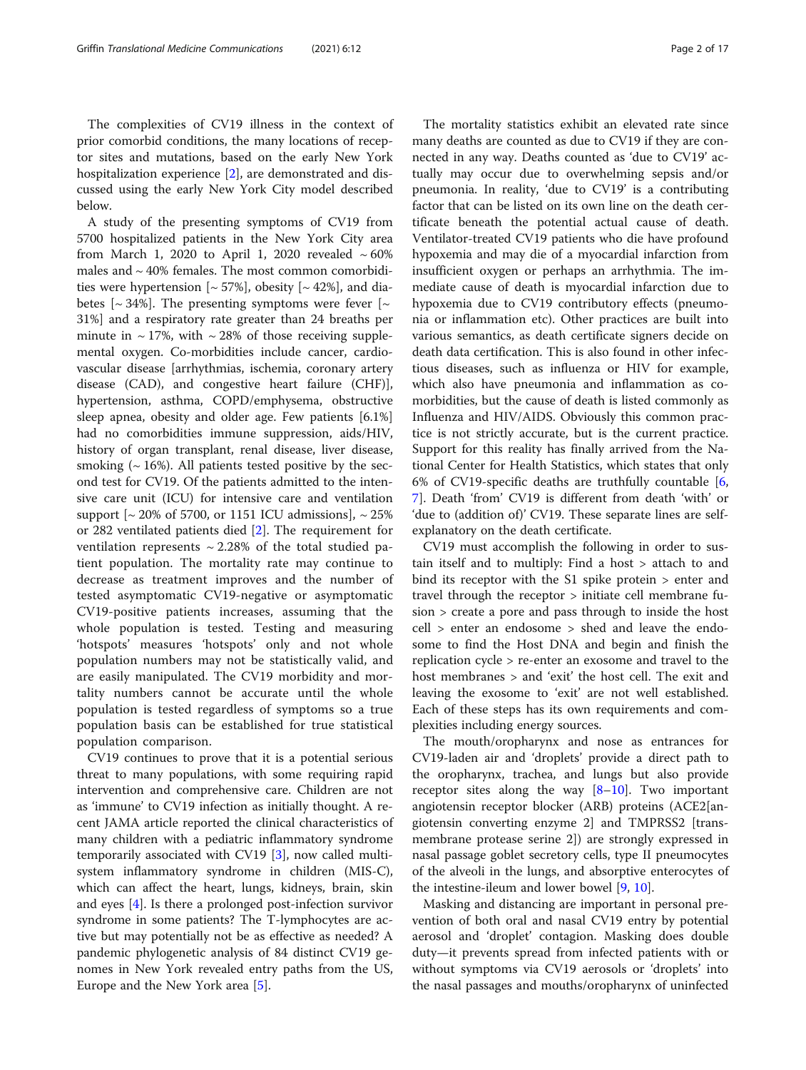The complexities of CV19 illness in the context of prior comorbid conditions, the many locations of receptor sites and mutations, based on the early New York hospitalization experience [2], are demonstrated and discussed using the early New York City model described below.

A study of the presenting symptoms of CV19 from 5700 hospitalized patients in the New York City area from March 1, 2020 to April 1, 2020 revealed ~ 60% males and ~ 40% females. The most common comorbidities were hypertension [~ 57%], obesity [~ 42%], and diabetes [~ 34%]. The presenting symptoms were fever [~ 31%] and a respiratory rate greater than 24 breaths per minute in ~ 17%, with ~ 28% of those receiving supplemental oxygen. Co-morbidities include cancer, cardiovascular disease [arrhythmias, ischemia, coronary artery disease (CAD), and congestive heart failure (CHF)], hypertension, asthma, COPD/emphysema, obstructive sleep apnea, obesity and older age. Few patients [6.1%] had no comorbidities immune suppression, aids/HIV, history of organ transplant, renal disease, liver disease, smoking (~ 16%). All patients tested positive by the second test for CV19. Of the patients admitted to the intensive care unit (ICU) for intensive care and ventilation support [~ 20% of 5700, or 1151 ICU admissions], ~ 25% or 282 ventilated patients died [2]. The requirement for ventilation represents ~ 2.28% of the total studied patient population. The mortality rate may continue to decrease as treatment improves and the number of tested asymptomatic CV19-negative or asymptomatic CV19-positive patients increases, assuming that the whole population is tested. Testing and measuring 'hotspots' measures 'hotspots' only and not whole population numbers may not be statistically valid, and are easily manipulated. The CV19 morbidity and mortality numbers cannot be accurate until the whole population is tested regardless of symptoms so a true population basis can be established for true statistical population comparison.

CV19 continues to prove that it is a potential serious threat to many populations, with some requiring rapid intervention and comprehensive care. Children are not as 'immune' to CV19 infection as initially thought. A recent JAMA article reported the clinical characteristics of many children with a pediatric inflammatory syndrome temporarily associated with CV19 [3], now called multisystem inflammatory syndrome in children (MIS-C), which can affect the heart, lungs, kidneys, brain, skin and eyes [4]. Is there a prolonged post-infection survivor syndrome in some patients? The T-lymphocytes are active but may potentially not be as effective as needed? A pandemic phylogenetic analysis of 84 distinct CV19 genomes in New York revealed entry paths from the US, Europe and the New York area [5].

The mortality statistics exhibit an elevated rate since many deaths are counted as due to CV19 if they are connected in any way. Deaths counted as 'due to CV19' actually may occur due to overwhelming sepsis and/or pneumonia. In reality, 'due to CV19' is a contributing factor that can be listed on its own line on the death certificate beneath the potential actual cause of death. Ventilator-treated CV19 patients who die have profound hypoxemia and may die of a myocardial infarction from insufficient oxygen or perhaps an arrhythmia. The immediate cause of death is myocardial infarction due to hypoxemia due to CV19 contributory effects (pneumonia or inflammation etc). Other practices are built into various semantics, as death certificate signers decide on death data certification. This is also found in other infectious diseases, such as influenza or HIV for example, which also have pneumonia and inflammation as comorbidities, but the cause of death is listed commonly as Influenza and HIV/AIDS. Obviously this common practice is not strictly accurate, but is the current practice. Support for this reality has finally arrived from the National Center for Health Statistics, which states that only 6% of CV19-specific deaths are truthfully countable [6, 7]. Death 'from' CV19 is different from death 'with' or 'due to (addition of)' CV19. These separate lines are self-explanatory on the death certificate.

CV19 must accomplish the following in order to sustain itself and to multiply: Find a host > attach to and bind its receptor with the S1 spike protein > enter and travel through the receptor > initiate cell membrane fusion > create a pore and pass through to inside the host cell > enter an endosome > shed and leave the endosome to find the Host DNA and begin and finish the replication cycle > re-enter an exosome and travel to the host membranes > and 'exit' the host cell. The exit and leaving the exosome to 'exit' are not well established. Each of these steps has its own requirements and complexities including energy sources.

The mouth/oropharynx and nose as entrances for CV19-laden air and 'droplets' provide a direct path to the oropharynx, trachea, and lungs but also provide receptor sites along the way [8–10]. Two important angiotensin receptor blocker (ARB) proteins (ACE2[angiotensin converting enzyme 2] and TMPRSS2 [transmembrane protease serine 2]) are strongly expressed in nasal passage goblet secretory cells, type II pneumocytes of the alveoli in the lungs, and absorptive enterocytes of the intestine-ileum and lower bowel [9, 10].

Masking and distancing are important in personal prevention of both oral and nasal CV19 entry by potential aerosol and 'droplet' contagion. Masking does double duty—it prevents spread from infected patients with or without symptoms via CV19 aerosols or 'droplets' into the nasal passages and mouths/oropharynx of uninfected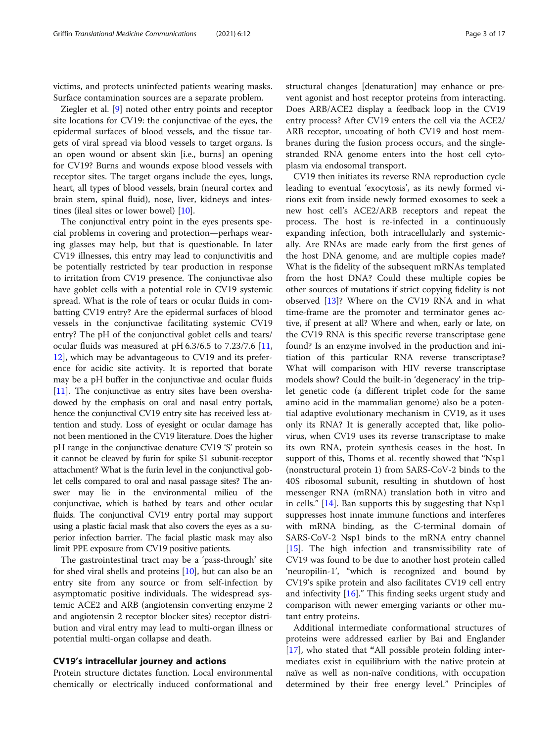victims, and protects uninfected patients wearing masks. Surface contamination sources are a separate problem.

Ziegler et al. [9] noted other entry points and receptor site locations for CV19: the conjunctivae of the eyes, the epidermal surfaces of blood vessels, and the tissue targets of viral spread via blood vessels to target organs. Is an open wound or absent skin [i.e., burns] an opening for CV19? Burns and wounds expose blood vessels with receptor sites. The target organs include the eyes, lungs, heart, all types of blood vessels, brain (neural cortex and brain stem, spinal fluid), nose, liver, kidneys and intestines (ileal sites or lower bowel) [10].

The conjunctival entry point in the eyes presents special problems in covering and protection—perhaps wearing glasses may help, but that is questionable. In later CV19 illnesses, this entry may lead to conjunctivitis and be potentially restricted by tear production in response to irritation from CV19 presence. The conjunctivae also have goblet cells with a potential role in CV19 systemic spread. What is the role of tears or ocular fluids in combatting CV19 entry? Are the epidermal surfaces of blood vessels in the conjunctivae facilitating systemic CV19 entry? The pH of the conjunctival goblet cells and tears/ocular fluids was measured at pH 6.3/6.5 to 7.23/7.6 [11, 12], which may be advantageous to CV19 and its preference for acidic site activity. It is reported that borate may be a pH buffer in the conjunctivae and ocular fluids [11]. The conjunctivae as entry sites have been overshadowed by the emphasis on oral and nasal entry portals, hence the conjunctival CV19 entry site has received less attention and study. Loss of eyesight or ocular damage has not been mentioned in the CV19 literature. Does the higher pH range in the conjunctivae denature CV19 'S' protein so it cannot be cleaved by furin for spike S1 subunit-receptor attachment? What is the furin level in the conjunctival goblet cells compared to oral and nasal passage sites? The answer may lie in the environmental milieu of the conjunctivae, which is bathed by tears and other ocular fluids. The conjunctival CV19 entry portal may support using a plastic facial mask that also covers the eyes as a superior infection barrier. The facial plastic mask may also limit PPE exposure from CV19 positive patients.

The gastrointestinal tract may be a 'pass-through' site for shed viral shells and proteins [10], but can also be an entry site from any source or from self-infection by asymptomatic positive individuals. The widespread systemic ACE2 and ARB (angiotensin converting enzyme 2 and angiotensin 2 receptor blocker sites) receptor distribution and viral entry may lead to multi-organ illness or potential multi-organ collapse and death.

## CV19's intracellular journey and actions

Protein structure dictates function. Local environmental chemically or electrically induced conformational and structural changes [denaturation] may enhance or prevent agonist and host receptor proteins from interacting. Does ARB/ACE2 display a feedback loop in the CV19 entry process? After CV19 enters the cell via the ACE2/ARB receptor, uncoating of both CV19 and host membranes during the fusion process occurs, and the single-stranded RNA genome enters into the host cell cytoplasm via endosomal transport.

CV19 then initiates its reverse RNA reproduction cycle leading to eventual 'exocytosis', as its newly formed virions exit from inside newly formed exosomes to seek a new host cell's ACE2/ARB receptors and repeat the process. The host is re-infected in a continuously expanding infection, both intracellularly and systemically. Are RNAs are made early from the first genes of the host DNA genome, and are multiple copies made? What is the fidelity of the subsequent mRNAs templated from the host DNA? Could these multiple copies be other sources of mutations if strict copying fidelity is not observed [13]? Where on the CV19 RNA and in what time-frame are the promoter and terminator genes active, if present at all? Where and when, early or late, on the CV19 RNA is this specific reverse transcriptase gene found? Is an enzyme involved in the production and initiation of this particular RNA reverse transcriptase? What will comparison with HIV reverse transcriptase models show? Could the built-in 'degeneracy' in the triplet genetic code (a different triplet code for the same amino acid in the mammalian genome) also be a potential adaptive evolutionary mechanism in CV19, as it uses only its RNA? It is generally accepted that, like poliovirus, when CV19 uses its reverse transcriptase to make its own RNA, protein synthesis ceases in the host. In support of this, Thoms et al. recently showed that "Nsp1 (nonstructural protein 1) from SARS-CoV-2 binds to the 40S ribosomal subunit, resulting in shutdown of host messenger RNA (mRNA) translation both in vitro and in cells." [14]. Ban supports this by suggesting that Nsp1 suppresses host innate immune functions and interferes with mRNA binding, as the C-terminal domain of SARS-CoV-2 Nsp1 binds to the mRNA entry channel [15]. The high infection and transmissibility rate of CV19 was found to be due to another host protein called 'neuropilin-1', "which is recognized and bound by CV19's spike protein and also facilitates CV19 cell entry and infectivity [16]." This finding seeks urgent study and comparison with newer emerging variants or other mutant entry proteins.

Additional intermediate conformational structures of proteins were addressed earlier by Bai and Englander [17], who stated that "All possible protein folding intermediates exist in equilibrium with the native protein at naïve as well as non-naïve conditions, with occupation determined by their free energy level." Principles of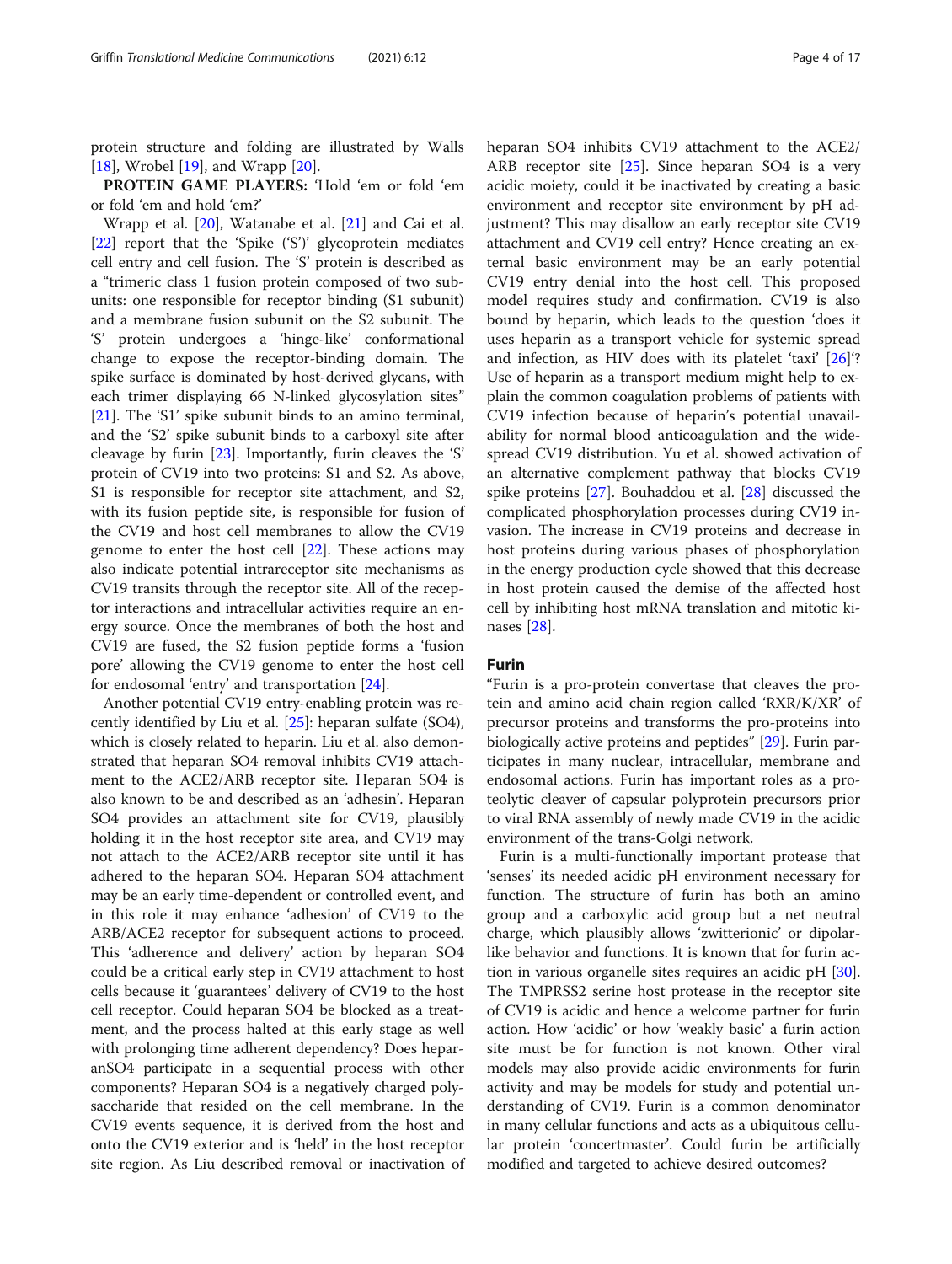protein structure and folding are illustrated by Walls [18], Wrobel [19], and Wrapp [20].

**PROTEIN GAME PLAYERS:** 'Hold 'em or fold 'em or fold 'em and hold 'em?'

Wrapp et al. [20], Watanabe et al. [21] and Cai et al. [22] report that the 'Spike ('S')' glycoprotein mediates cell entry and cell fusion. The 'S' protein is described as a "trimeric class 1 fusion protein composed of two subunits: one responsible for receptor binding (S1 subunit) and a membrane fusion subunit on the S2 subunit. The 'S' protein undergoes a 'hinge-like' conformational change to expose the receptor-binding domain. The spike surface is dominated by host-derived glycans, with each trimer displaying 66 N-linked glycosylation sites" [21]. The 'S1' spike subunit binds to an amino terminal, and the 'S2' spike subunit binds to a carboxyl site after cleavage by furin [23]. Importantly, furin cleaves the 'S' protein of CV19 into two proteins: S1 and S2. As above, S1 is responsible for receptor site attachment, and S2, with its fusion peptide site, is responsible for fusion of the CV19 and host cell membranes to allow the CV19 genome to enter the host cell [22]. These actions may also indicate potential intrareceptor site mechanisms as CV19 transits through the receptor site. All of the receptor interactions and intracellular activities require an energy source. Once the membranes of both the host and CV19 are fused, the S2 fusion peptide forms a 'fusion pore' allowing the CV19 genome to enter the host cell for endosomal 'entry' and transportation [24].

Another potential CV19 entry-enabling protein was recently identified by Liu et al. [25]: heparan sulfate (SO4), which is closely related to heparin. Liu et al. also demonstrated that heparan SO4 removal inhibits CV19 attachment to the ACE2/ARB receptor site. Heparan SO4 is also known to be and described as an 'adhesin'. Heparan SO4 provides an attachment site for CV19, plausibly holding it in the host receptor site area, and CV19 may not attach to the ACE2/ARB receptor site until it has adhered to the heparan SO4. Heparan SO4 attachment may be an early time-dependent or controlled event, and in this role it may enhance 'adhesion' of CV19 to the ARB/ACE2 receptor for subsequent actions to proceed. This 'adherence and delivery' action by heparan SO4 could be a critical early step in CV19 attachment to host cells because it 'guarantees' delivery of CV19 to the host cell receptor. Could heparan SO4 be blocked as a treatment, and the process halted at this early stage as well with prolonging time adherent dependency? Does heparanSO4 participate in a sequential process with other components? Heparan SO4 is a negatively charged polysaccharide that resided on the cell membrane. In the CV19 events sequence, it is derived from the host and onto the CV19 exterior and is 'held' in the host receptor site region. As Liu described removal or inactivation of heparan SO4 inhibits CV19 attachment to the ACE2/ARB receptor site [25]. Since heparan SO4 is a very acidic moiety, could it be inactivated by creating a basic environment and receptor site environment by pH adjustment? This may disallow an early receptor site CV19 attachment and CV19 cell entry? Hence creating an external basic environment may be an early potential CV19 entry denial into the host cell. This proposed model requires study and confirmation. CV19 is also bound by heparin, which leads to the question 'does it uses heparin as a transport vehicle for systemic spread and infection, as HIV does with its platelet 'taxi' [26]'? Use of heparin as a transport medium might help to explain the common coagulation problems of patients with CV19 infection because of heparin's potential unavailability for normal blood anticoagulation and the widespread CV19 distribution. Yu et al. showed activation of an alternative complement pathway that blocks CV19 spike proteins [27]. Bouhaddou et al. [28] discussed the complicated phosphorylation processes during CV19 invasion. The increase in CV19 proteins and decrease in host proteins during various phases of phosphorylation in the energy production cycle showed that this decrease in host protein caused the demise of the affected host cell by inhibiting host mRNA translation and mitotic kinases [28].

## Furin

"Furin is a pro-protein convertase that cleaves the protein and amino acid chain region called 'RXR/K/XR' of precursor proteins and transforms the pro-proteins into biologically active proteins and peptides" [29]. Furin participates in many nuclear, intracellular, membrane and endosomal actions. Furin has important roles as a proteolytic cleaver of capsular polyprotein precursors prior to viral RNA assembly of newly made CV19 in the acidic environment of the trans-Golgi network.

Furin is a multi-functionally important protease that 'senses' its needed acidic pH environment necessary for function. The structure of furin has both an amino group and a carboxylic acid group but a net neutral charge, which plausibly allows 'zwitterionic' or dipolar-like behavior and functions. It is known that for furin action in various organelle sites requires an acidic pH [30]. The TMPRSS2 serine host protease in the receptor site of CV19 is acidic and hence a welcome partner for furin action. How 'acidic' or how 'weakly basic' a furin action site must be for function is not known. Other viral models may also provide acidic environments for furin activity and may be models for study and potential understanding of CV19. Furin is a common denominator in many cellular functions and acts as a ubiquitous cellular protein 'concertmaster'. Could furin be artificially modified and targeted to achieve desired outcomes?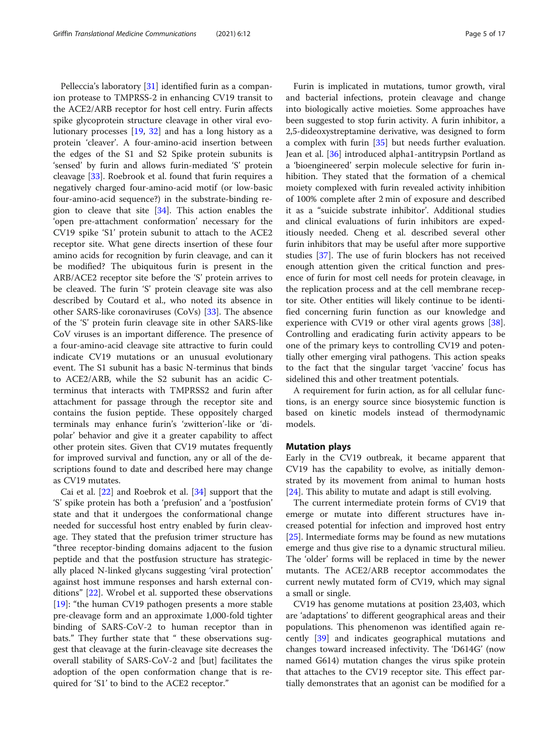Pelleccia's laboratory [31] identified furin as a companion protease to TMPRSS-2 in enhancing CV19 transit to the ACE2/ARB receptor for host cell entry. Furin affects spike glycoprotein structure cleavage in other viral evolutionary processes [19, 32] and has a long history as a protein 'cleaver'. A four-amino-acid insertion between the edges of the S1 and S2 Spike protein subunits is 'sensed' by furin and allows furin-mediated 'S' protein cleavage [33]. Roebrook et al. found that furin requires a negatively charged four-amino-acid motif (or low-basic four-amino-acid sequence?) in the substrate-binding region to cleave that site [34]. This action enables the 'open pre-attachment conformation' necessary for the CV19 spike 'S1' protein subunit to attach to the ACE2 receptor site. What gene directs insertion of these four amino acids for recognition by furin cleavage, and can it be modified? The ubiquitous furin is present in the ARB/ACE2 receptor site before the 'S' protein arrives to be cleaved. The furin 'S' protein cleavage site was also described by Coutard et al., who noted its absence in other SARS-like coronaviruses (CoVs) [33]. The absence of the 'S' protein furin cleavage site in other SARS-like CoV viruses is an important difference. The presence of a four-amino-acid cleavage site attractive to furin could indicate CV19 mutations or an unusual evolutionary event. The S1 subunit has a basic N-terminus that binds to ACE2/ARB, while the S2 subunit has an acidic C-terminus that interacts with TMPRSS2 and furin after attachment for passage through the receptor site and contains the fusion peptide. These oppositely charged terminals may enhance furin's 'zwitterion'-like or 'dipolar' behavior and give it a greater capability to affect other protein sites. Given that CV19 mutates frequently for improved survival and function, any or all of the descriptions found to date and described here may change as CV19 mutates.

Cai et al. [22] and Roebrok et al. [34] support that the 'S' spike protein has both a 'prefusion' and a 'postfusion' state and that it undergoes the conformational change needed for successful host entry enabled by furin cleavage. They stated that the prefusion trimer structure has "three receptor-binding domains adjacent to the fusion peptide and that the postfusion structure has strategically placed N-linked glycans suggesting 'viral protection' against host immune responses and harsh external conditions" [22]. Wrobel et al. supported these observations [19]: "the human CV19 pathogen presents a more stable pre-cleavage form and an approximate 1,000-fold tighter binding of SARS-CoV-2 to human receptor than in bats." They further state that " these observations suggest that cleavage at the furin-cleavage site decreases the overall stability of SARS-CoV-2 and [but] facilitates the adoption of the open conformation change that is required for 'S1' to bind to the ACE2 receptor."

Furin is implicated in mutations, tumor growth, viral and bacterial infections, protein cleavage and change into biologically active moieties. Some approaches have been suggested to stop furin activity. A furin inhibitor, a 2,5-dideoxystreptamine derivative, was designed to form a complex with furin [35] but needs further evaluation. Jean et al. [36] introduced alpha1-antitrypsin Portland as a 'bioengineered' serpin molecule selective for furin inhibition. They stated that the formation of a chemical moiety complexed with furin revealed activity inhibition of 100% complete after 2 min of exposure and described it as a "suicide substrate inhibitor'. Additional studies and clinical evaluations of furin inhibitors are expeditiously needed. Cheng et al. described several other furin inhibitors that may be useful after more supportive studies [37]. The use of furin blockers has not received enough attention given the critical function and presence of furin for most cell needs for protein cleavage, in the replication process and at the cell membrane receptor site. Other entities will likely continue to be identified concerning furin function as our knowledge and experience with CV19 or other viral agents grows [38]. Controlling and eradicating furin activity appears to be one of the primary keys to controlling CV19 and potentially other emerging viral pathogens. This action speaks to the fact that the singular target 'vaccine' focus has sidelined this and other treatment potentials.

A requirement for furin action, as for all cellular functions, is an energy source since biosystemic function is based on kinetic models instead of thermodynamic models.

## Mutation plays

Early in the CV19 outbreak, it became apparent that CV19 has the capability to evolve, as initially demonstrated by its movement from animal to human hosts [24]. This ability to mutate and adapt is still evolving.

The current intermediate protein forms of CV19 that emerge or mutate into different structures have increased potential for infection and improved host entry [25]. Intermediate forms may be found as new mutations emerge and thus give rise to a dynamic structural milieu. The 'older' forms will be replaced in time by the newer mutants. The ACE2/ARB receptor accommodates the current newly mutated form of CV19, which may signal a small or single.

CV19 has genome mutations at position 23,403, which are 'adaptations' to different geographical areas and their populations. This phenomenon was identified again recently [39] and indicates geographical mutations and changes toward increased infectivity. The 'D614G' (now named G614) mutation changes the virus spike protein that attaches to the CV19 receptor site. This effect partially demonstrates that an agonist can be modified for a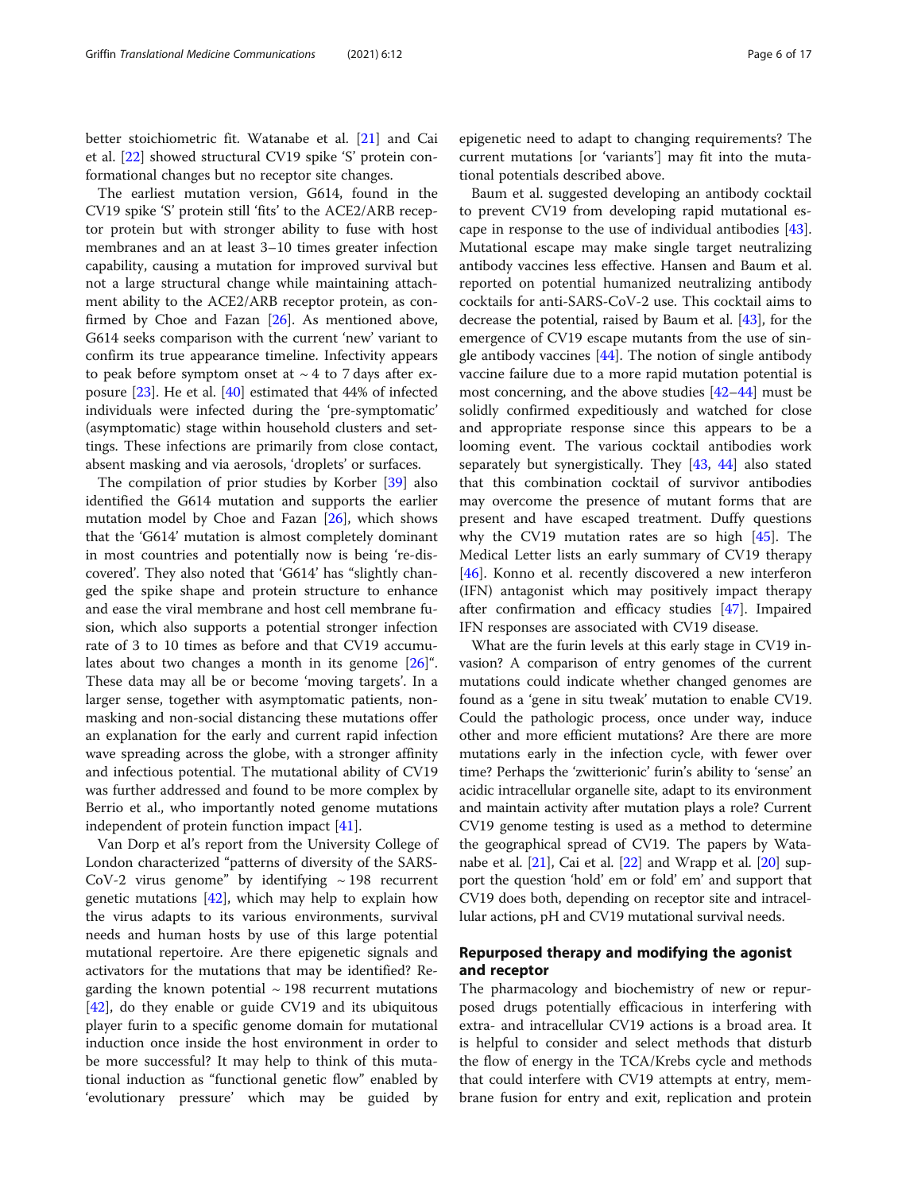better stoichiometric fit. Watanabe et al. [21] and Cai et al. [22] showed structural CV19 spike 'S' protein conformational changes but no receptor site changes.

The earliest mutation version, G614, found in the CV19 spike 'S' protein still 'fits' to the ACE2/ARB receptor protein but with stronger ability to fuse with host membranes and an at least 3–10 times greater infection capability, causing a mutation for improved survival but not a large structural change while maintaining attachment ability to the ACE2/ARB receptor protein, as confirmed by Choe and Fazan [26]. As mentioned above, G614 seeks comparison with the current 'new' variant to confirm its true appearance timeline. Infectivity appears to peak before symptom onset at ~ 4 to 7 days after exposure [23]. He et al. [40] estimated that 44% of infected individuals were infected during the 'pre-symptomatic' (asymptomatic) stage within household clusters and settings. These infections are primarily from close contact, absent masking and via aerosols, 'droplets' or surfaces.

The compilation of prior studies by Korber [39] also identified the G614 mutation and supports the earlier mutation model by Choe and Fazan [26], which shows that the 'G614' mutation is almost completely dominant in most countries and potentially now is being 're-discovered'. They also noted that 'G614' has "slightly changed the spike shape and protein structure to enhance and ease the viral membrane and host cell membrane fusion, which also supports a potential stronger infection rate of 3 to 10 times as before and that CV19 accumulates about two changes a month in its genome [26]". These data may all be or become 'moving targets'. In a larger sense, together with asymptomatic patients, non-masking and non-social distancing these mutations offer an explanation for the early and current rapid infection wave spreading across the globe, with a stronger affinity and infectious potential. The mutational ability of CV19 was further addressed and found to be more complex by Berrio et al., who importantly noted genome mutations independent of protein function impact [41].

Van Dorp et al's report from the University College of London characterized "patterns of diversity of the SARS-CoV-2 virus genome" by identifying ~ 198 recurrent genetic mutations [42], which may help to explain how the virus adapts to its various environments, survival needs and human hosts by use of this large potential mutational repertoire. Are there epigenetic signals and activators for the mutations that may be identified? Regarding the known potential ~ 198 recurrent mutations [42], do they enable or guide CV19 and its ubiquitous player furin to a specific genome domain for mutational induction once inside the host environment in order to be more successful? It may help to think of this mutational induction as "functional genetic flow" enabled by 'evolutionary pressure' which may be guided by epigenetic need to adapt to changing requirements? The current mutations [or 'variants'] may fit into the mutational potentials described above.

Baum et al. suggested developing an antibody cocktail to prevent CV19 from developing rapid mutational escape in response to the use of individual antibodies [43]. Mutational escape may make single target neutralizing antibody vaccines less effective. Hansen and Baum et al. reported on potential humanized neutralizing antibody cocktails for anti-SARS-CoV-2 use. This cocktail aims to decrease the potential, raised by Baum et al. [43], for the emergence of CV19 escape mutants from the use of single antibody vaccines [44]. The notion of single antibody vaccine failure due to a more rapid mutation potential is most concerning, and the above studies [42–44] must be solidly confirmed expeditiously and watched for close and appropriate response since this appears to be a looming event. The various cocktail antibodies work separately but synergistically. They [43, 44] also stated that this combination cocktail of survivor antibodies may overcome the presence of mutant forms that are present and have escaped treatment. Duffy questions why the CV19 mutation rates are so high [45]. The Medical Letter lists an early summary of CV19 therapy [46]. Konno et al. recently discovered a new interferon (IFN) antagonist which may positively impact therapy after confirmation and efficacy studies [47]. Impaired IFN responses are associated with CV19 disease.

What are the furin levels at this early stage in CV19 invasion? A comparison of entry genomes of the current mutations could indicate whether changed genomes are found as a 'gene in situ tweak' mutation to enable CV19. Could the pathologic process, once under way, induce other and more efficient mutations? Are there are more mutations early in the infection cycle, with fewer over time? Perhaps the 'zwitterionic' furin's ability to 'sense' an acidic intracellular organelle site, adapt to its environment and maintain activity after mutation plays a role? Current CV19 genome testing is used as a method to determine the geographical spread of CV19. The papers by Watanabe et al. [21], Cai et al. [22] and Wrapp et al. [20] support the question 'hold' em or fold' em' and support that CV19 does both, depending on receptor site and intracellular actions, pH and CV19 mutational survival needs.

## Repurposed therapy and modifying the agonist and receptor

The pharmacology and biochemistry of new or repurposed drugs potentially efficacious in interfering with extra- and intracellular CV19 actions is a broad area. It is helpful to consider and select methods that disturb the flow of energy in the TCA/Krebs cycle and methods that could interfere with CV19 attempts at entry, membrane fusion for entry and exit, replication and protein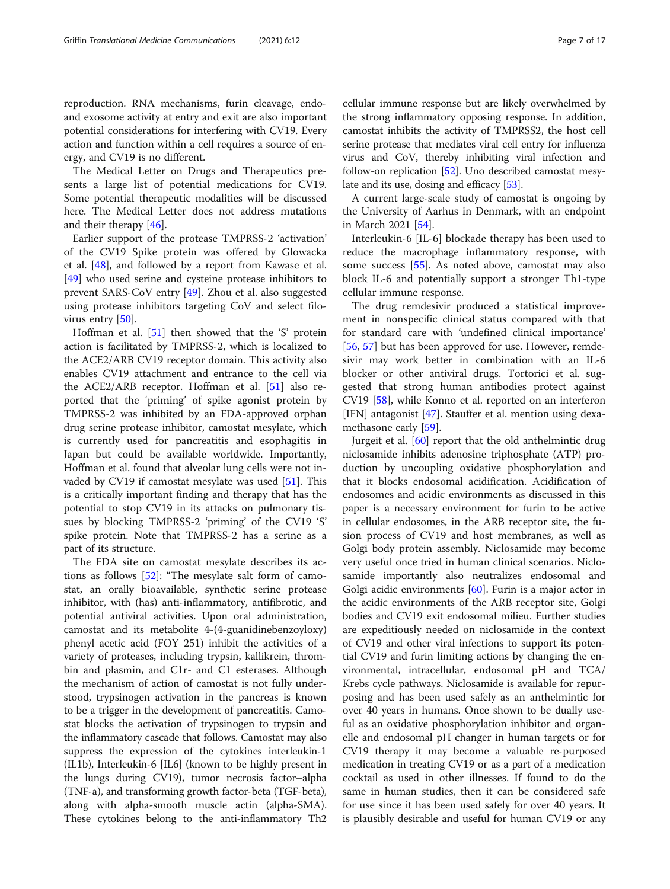reproduction. RNA mechanisms, furin cleavage, endo- and exosome activity at entry and exit are also important potential considerations for interfering with CV19. Every action and function within a cell requires a source of energy, and CV19 is no different.

The Medical Letter on Drugs and Therapeutics presents a large list of potential medications for CV19. Some potential therapeutic modalities will be discussed here. The Medical Letter does not address mutations and their therapy [46].

Earlier support of the protease TMPRSS-2 'activation' of the CV19 Spike protein was offered by Glowacka et al. [48], and followed by a report from Kawase et al. [49] who used serine and cysteine protease inhibitors to prevent SARS-CoV entry [49]. Zhou et al. also suggested using protease inhibitors targeting CoV and select filovirus entry [50].

Hoffman et al. [51] then showed that the 'S' protein action is facilitated by TMPRSS-2, which is localized to the ACE2/ARB CV19 receptor domain. This activity also enables CV19 attachment and entrance to the cell via the ACE2/ARB receptor. Hoffman et al. [51] also reported that the 'priming' of spike agonist protein by TMPRSS-2 was inhibited by an FDA-approved orphan drug serine protease inhibitor, camostat mesylate, which is currently used for pancreatitis and esophagitis in Japan but could be available worldwide. Importantly, Hoffman et al. found that alveolar lung cells were not invaded by CV19 if camostat mesylate was used [51]. This is a critically important finding and therapy that has the potential to stop CV19 in its attacks on pulmonary tissues by blocking TMPRSS-2 'priming' of the CV19 'S' spike protein. Note that TMPRSS-2 has a serine as a part of its structure.

The FDA site on camostat mesylate describes its actions as follows [52]: "The mesylate salt form of camostat, an orally bioavailable, synthetic serine protease inhibitor, with (has) anti-inflammatory, antifibrotic, and potential antiviral activities. Upon oral administration, camostat and its metabolite 4-(4-guanidinebenzoyloxy) phenyl acetic acid (FOY 251) inhibit the activities of a variety of proteases, including trypsin, kallikrein, thrombin and plasmin, and C1r- and C1 esterases. Although the mechanism of action of camostat is not fully understood, trypsinogen activation in the pancreas is known to be a trigger in the development of pancreatitis. Camostat blocks the activation of trypsinogen to trypsin and the inflammatory cascade that follows. Camostat may also suppress the expression of the cytokines interleukin-1 (IL1b), Interleukin-6 [IL6] (known to be highly present in the lungs during CV19), tumor necrosis factor–alpha (TNF-a), and transforming growth factor-beta (TGF-beta), along with alpha-smooth muscle actin (alpha-SMA). These cytokines belong to the anti-inflammatory Th2 cellular immune response but are likely overwhelmed by the strong inflammatory opposing response. In addition, camostat inhibits the activity of TMPRSS2, the host cell serine protease that mediates viral cell entry for influenza virus and CoV, thereby inhibiting viral infection and follow-on replication [52]. Uno described camostat mesylate and its use, dosing and efficacy [53].

A current large-scale study of camostat is ongoing by the University of Aarhus in Denmark, with an endpoint in March 2021 [54].

Interleukin-6 [IL-6] blockade therapy has been used to reduce the macrophage inflammatory response, with some success [55]. As noted above, camostat may also block IL-6 and potentially support a stronger Th1-type cellular immune response.

The drug remdesivir produced a statistical improvement in nonspecific clinical status compared with that for standard care with 'undefined clinical importance' [56, 57] but has been approved for use. However, remdesivir may work better in combination with an IL-6 blocker or other antiviral drugs. Tortorici et al. suggested that strong human antibodies protect against CV19 [58], while Konno et al. reported on an interferon [IFN] antagonist [47]. Stauffer et al. mention using dexamethasone early [59].

Jurgeit et al. [60] report that the old anthelmintic drug niclosamide inhibits adenosine triphosphate (ATP) production by uncoupling oxidative phosphorylation and that it blocks endosomal acidification. Acidification of endosomes and acidic environments as discussed in this paper is a necessary environment for furin to be active in cellular endosomes, in the ARB receptor site, the fusion process of CV19 and host membranes, as well as Golgi body protein assembly. Niclosamide may become very useful once tried in human clinical scenarios. Niclosamide importantly also neutralizes endosomal and Golgi acidic environments [60]. Furin is a major actor in the acidic environments of the ARB receptor site, Golgi bodies and CV19 exit endosomal milieu. Further studies are expeditiously needed on niclosamide in the context of CV19 and other viral infections to support its potential CV19 and furin limiting actions by changing the environmental, intracellular, endosomal pH and TCA/Krebs cycle pathways. Niclosamide is available for repurposing and has been used safely as an anthelmintic for over 40 years in humans. Once shown to be dually useful as an oxidative phosphorylation inhibitor and organelle and endosomal pH changer in human targets or for CV19 therapy it may become a valuable re-purposed medication in treating CV19 or as a part of a medication cocktail as used in other illnesses. If found to do the same in human studies, then it can be considered safe for use since it has been used safely for over 40 years. It is plausibly desirable and useful for human CV19 or any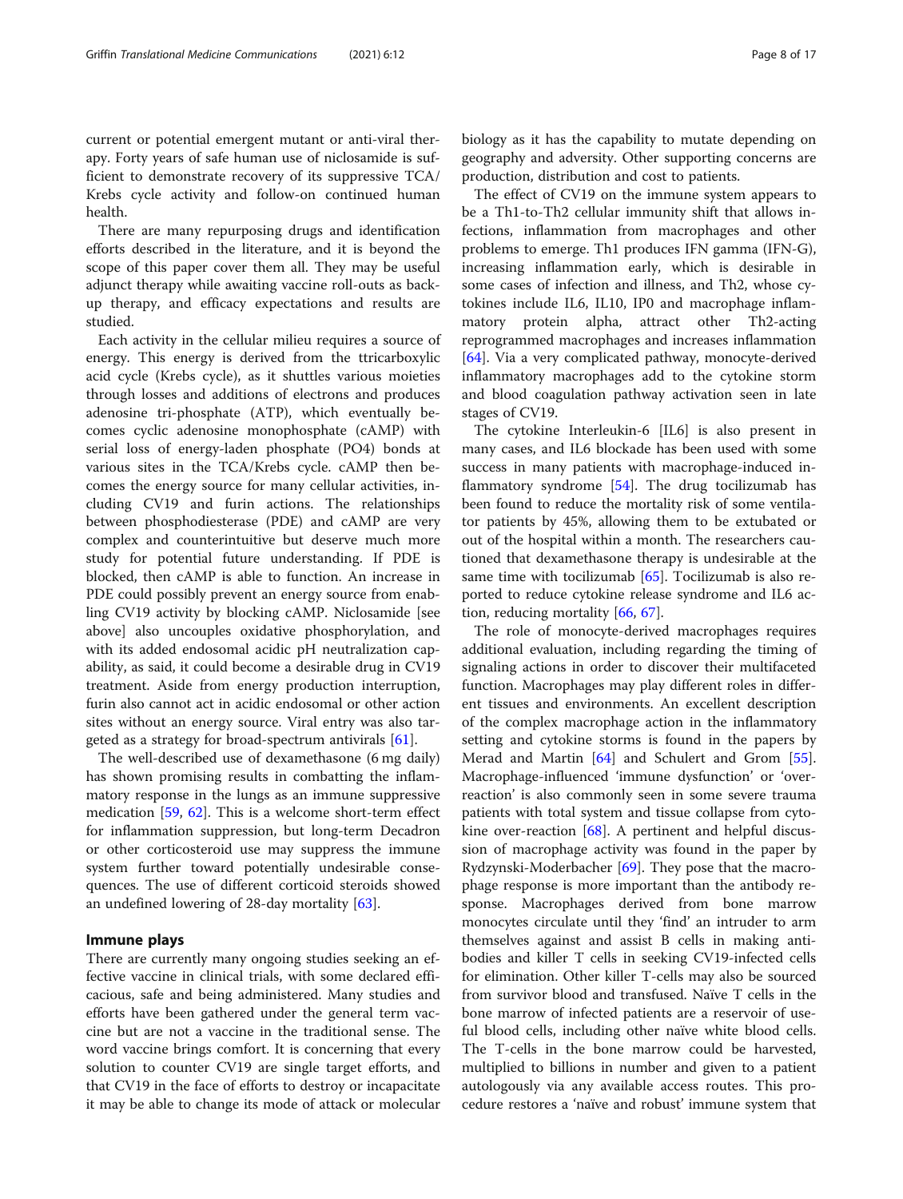current or potential emergent mutant or anti-viral therapy. Forty years of safe human use of niclosamide is sufficient to demonstrate recovery of its suppressive TCA/Krebs cycle activity and follow-on continued human health.

There are many repurposing drugs and identification efforts described in the literature, and it is beyond the scope of this paper cover them all. They may be useful adjunct therapy while awaiting vaccine roll-outs as backup therapy, and efficacy expectations and results are studied.

Each activity in the cellular milieu requires a source of energy. This energy is derived from the ttricarboxylic acid cycle (Krebs cycle), as it shuttles various moieties through losses and additions of electrons and produces adenosine tri-phosphate (ATP), which eventually becomes cyclic adenosine monophosphate (cAMP) with serial loss of energy-laden phosphate (PO4) bonds at various sites in the TCA/Krebs cycle. cAMP then becomes the energy source for many cellular activities, including CV19 and furin actions. The relationships between phosphodiesterase (PDE) and cAMP are very complex and counterintuitive but deserve much more study for potential future understanding. If PDE is blocked, then cAMP is able to function. An increase in PDE could possibly prevent an energy source from enabling CV19 activity by blocking cAMP. Niclosamide [see above] also uncouples oxidative phosphorylation, and with its added endosomal acidic pH neutralization capability, as said, it could become a desirable drug in CV19 treatment. Aside from energy production interruption, furin also cannot act in acidic endosomal or other action sites without an energy source. Viral entry was also targeted as a strategy for broad-spectrum antivirals [61].

The well-described use of dexamethasone (6 mg daily) has shown promising results in combatting the inflammatory response in the lungs as an immune suppressive medication [59, 62]. This is a welcome short-term effect for inflammation suppression, but long-term Decadron or other corticosteroid use may suppress the immune system further toward potentially undesirable consequences. The use of different corticoid steroids showed an undefined lowering of 28-day mortality [63].

## Immune plays

There are currently many ongoing studies seeking an effective vaccine in clinical trials, with some declared efficacious, safe and being administered. Many studies and efforts have been gathered under the general term vaccine but are not a vaccine in the traditional sense. The word vaccine brings comfort. It is concerning that every solution to counter CV19 are single target efforts, and that CV19 in the face of efforts to destroy or incapacitate it may be able to change its mode of attack or molecular biology as it has the capability to mutate depending on geography and adversity. Other supporting concerns are production, distribution and cost to patients.

The effect of CV19 on the immune system appears to be a Th1-to-Th2 cellular immunity shift that allows infections, inflammation from macrophages and other problems to emerge. Th1 produces IFN gamma (IFN-G), increasing inflammation early, which is desirable in some cases of infection and illness, and Th2, whose cytokines include IL6, IL10, IP0 and macrophage inflammatory protein alpha, attract other Th2-acting reprogrammed macrophages and increases inflammation [64]. Via a very complicated pathway, monocyte-derived inflammatory macrophages add to the cytokine storm and blood coagulation pathway activation seen in late stages of CV19.

The cytokine Interleukin-6 [IL6] is also present in many cases, and IL6 blockade has been used with some success in many patients with macrophage-induced inflammatory syndrome [54]. The drug tocilizumab has been found to reduce the mortality risk of some ventilator patients by 45%, allowing them to be extubated or out of the hospital within a month. The researchers cautioned that dexamethasone therapy is undesirable at the same time with tocilizumab [65]. Tocilizumab is also reported to reduce cytokine release syndrome and IL6 action, reducing mortality [66, 67].

The role of monocyte-derived macrophages requires additional evaluation, including regarding the timing of signaling actions in order to discover their multifaceted function. Macrophages may play different roles in different tissues and environments. An excellent description of the complex macrophage action in the inflammatory setting and cytokine storms is found in the papers by Merad and Martin [64] and Schulert and Grom [55]. Macrophage-influenced 'immune dysfunction' or 'over-reaction' is also commonly seen in some severe trauma patients with total system and tissue collapse from cytokine over-reaction [68]. A pertinent and helpful discussion of macrophage activity was found in the paper by Rydzynski-Moderbacher [69]. They pose that the macrophage response is more important than the antibody response. Macrophages derived from bone marrow monocytes circulate until they 'find' an intruder to arm themselves against and assist B cells in making antibodies and killer T cells in seeking CV19-infected cells for elimination. Other killer T-cells may also be sourced from survivor blood and transfused. Naïve T cells in the bone marrow of infected patients are a reservoir of useful blood cells, including other naïve white blood cells. The T-cells in the bone marrow could be harvested, multiplied to billions in number and given to a patient autologously via any available access routes. This procedure restores a 'naïve and robust' immune system that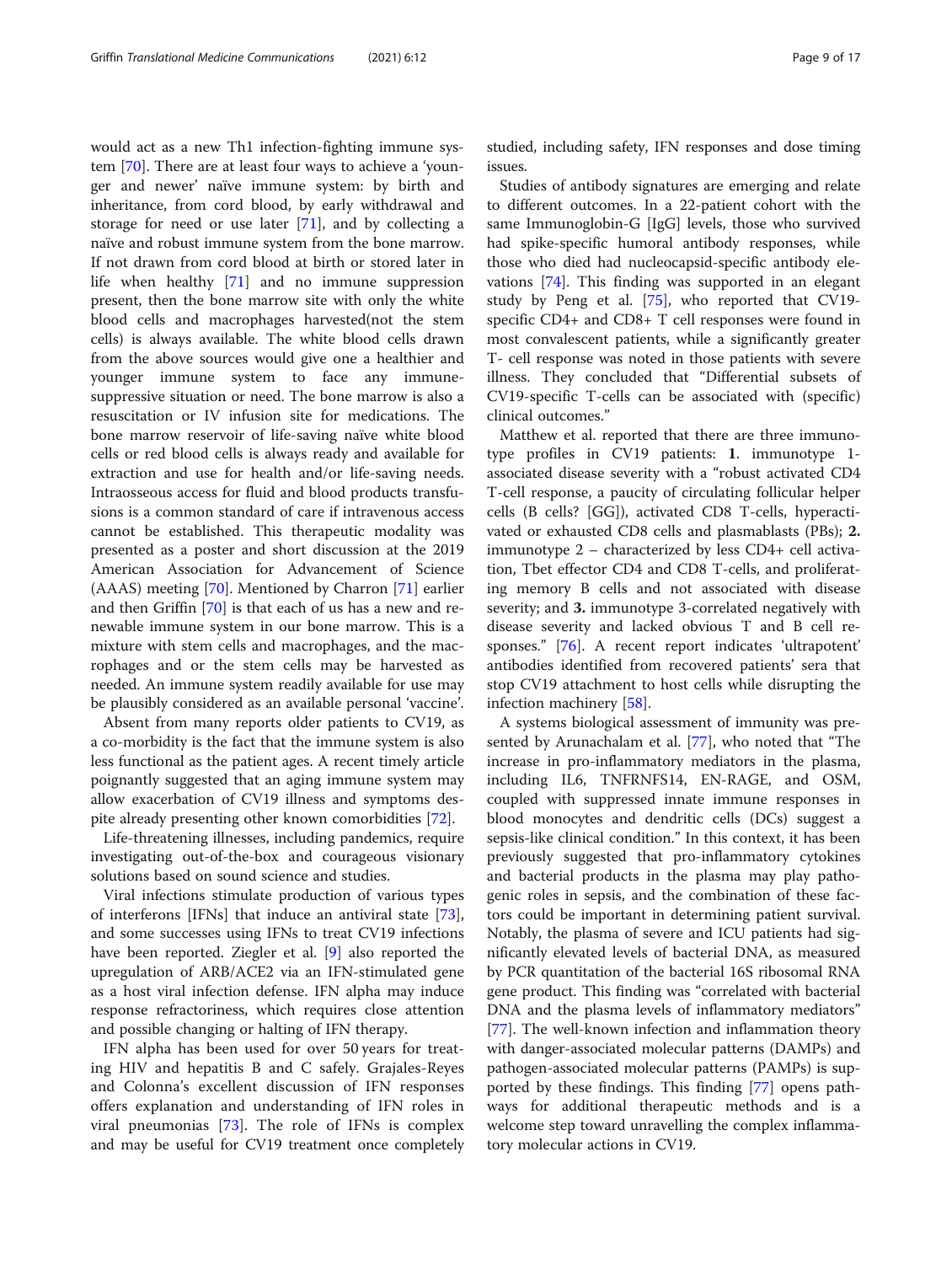would act as a new Th1 infection-fighting immune system [70]. There are at least four ways to achieve a 'younger and newer' naïve immune system: by birth and inheritance, from cord blood, by early withdrawal and storage for need or use later [71], and by collecting a naïve and robust immune system from the bone marrow. If not drawn from cord blood at birth or stored later in life when healthy [71] and no immune suppression present, then the bone marrow site with only the white blood cells and macrophages harvested(not the stem cells) is always available. The white blood cells drawn from the above sources would give one a healthier and younger immune system to face any immune-suppressive situation or need. The bone marrow is also a resuscitation or IV infusion site for medications. The bone marrow reservoir of life-saving naïve white blood cells or red blood cells is always ready and available for extraction and use for health and/or life-saving needs. Intraosseous access for fluid and blood products transfusions is a common standard of care if intravenous access cannot be established. This therapeutic modality was presented as a poster and short discussion at the 2019 American Association for Advancement of Science (AAAS) meeting [70]. Mentioned by Charron [71] earlier and then Griffin [70] is that each of us has a new and renewable immune system in our bone marrow. This is a mixture with stem cells and macrophages, and the macrophages and or the stem cells may be harvested as needed. An immune system readily available for use may be plausibly considered as an available personal 'vaccine'.

Absent from many reports older patients to CV19, as a co-morbidity is the fact that the immune system is also less functional as the patient ages. A recent timely article poignantly suggested that an aging immune system may allow exacerbation of CV19 illness and symptoms despite already presenting other known comorbidities [72].

Life-threatening illnesses, including pandemics, require investigating out-of-the-box and courageous visionary solutions based on sound science and studies.

Viral infections stimulate production of various types of interferons [IFNs] that induce an antiviral state [73], and some successes using IFNs to treat CV19 infections have been reported. Ziegler et al. [9] also reported the upregulation of ARB/ACE2 via an IFN-stimulated gene as a host viral infection defense. IFN alpha may induce response refractoriness, which requires close attention and possible changing or halting of IFN therapy.

IFN alpha has been used for over 50 years for treating HIV and hepatitis B and C safely. Grajales-Reyes and Colonna's excellent discussion of IFN responses offers explanation and understanding of IFN roles in viral pneumonias [73]. The role of IFNs is complex and may be useful for CV19 treatment once completely studied, including safety, IFN responses and dose timing issues.

Studies of antibody signatures are emerging and relate to different outcomes. In a 22-patient cohort with the same Immunoglobin-G [IgG] levels, those who survived had spike-specific humoral antibody responses, while those who died had nucleocapsid-specific antibody elevations [74]. This finding was supported in an elegant study by Peng et al. [75], who reported that CV19-specific CD4+ and CD8+ T cell responses were found in most convalescent patients, while a significantly greater T- cell response was noted in those patients with severe illness. They concluded that "Differential subsets of CV19-specific T-cells can be associated with (specific) clinical outcomes."

Matthew et al. reported that there are three immunotype profiles in CV19 patients: **1**. immunotype 1-associated disease severity with a "robust activated CD4 T-cell response, a paucity of circulating follicular helper cells (B cells? [GG]), activated CD8 T-cells, hyperactivated or exhausted CD8 cells and plasmablasts (PBs); **2.** immunotype 2 – characterized by less CD4+ cell activation, Tbet effector CD4 and CD8 T-cells, and proliferating memory B cells and not associated with disease severity; and **3.** immunotype 3-correlated negatively with disease severity and lacked obvious T and B cell responses." [76]. A recent report indicates 'ultrapotent' antibodies identified from recovered patients' sera that stop CV19 attachment to host cells while disrupting the infection machinery [58].

A systems biological assessment of immunity was presented by Arunachalam et al. [77], who noted that "The increase in pro-inflammatory mediators in the plasma, including IL6, TNFRNFS14, EN-RAGE, and OSM, coupled with suppressed innate immune responses in blood monocytes and dendritic cells (DCs) suggest a sepsis-like clinical condition." In this context, it has been previously suggested that pro-inflammatory cytokines and bacterial products in the plasma may play pathogenic roles in sepsis, and the combination of these factors could be important in determining patient survival. Notably, the plasma of severe and ICU patients had significantly elevated levels of bacterial DNA, as measured by PCR quantitation of the bacterial 16S ribosomal RNA gene product. This finding was "correlated with bacterial DNA and the plasma levels of inflammatory mediators" [77]. The well-known infection and inflammation theory with danger-associated molecular patterns (DAMPs) and pathogen-associated molecular patterns (PAMPs) is supported by these findings. This finding [77] opens pathways for additional therapeutic methods and is a welcome step toward unravelling the complex inflammatory molecular actions in CV19.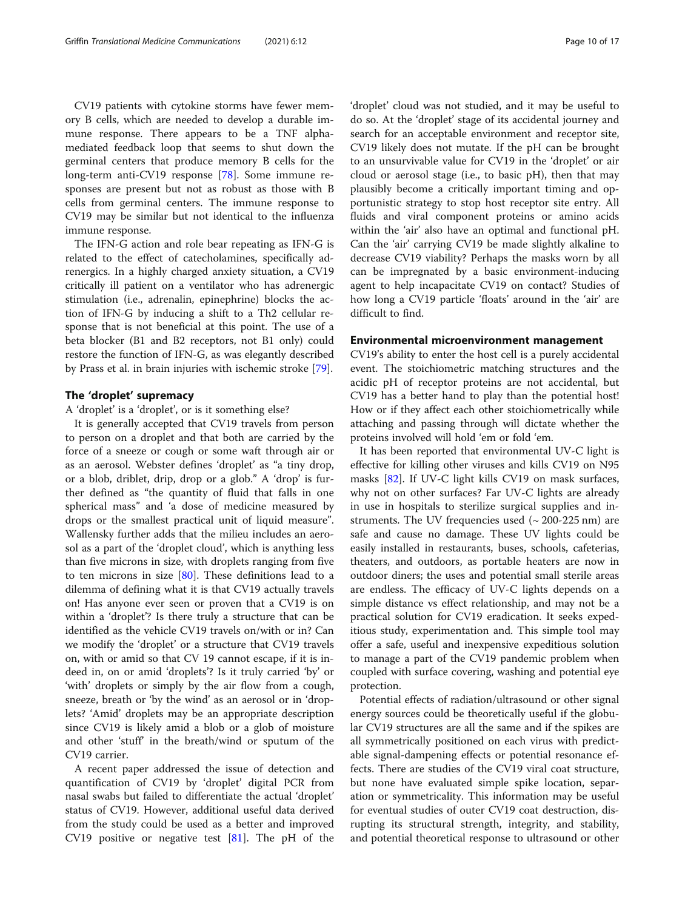CV19 patients with cytokine storms have fewer memory B cells, which are needed to develop a durable immune response. There appears to be a TNF alpha-mediated feedback loop that seems to shut down the germinal centers that produce memory B cells for the long-term anti-CV19 response [78]. Some immune responses are present but not as robust as those with B cells from germinal centers. The immune response to CV19 may be similar but not identical to the influenza immune response.

The IFN-G action and role bear repeating as IFN-G is related to the effect of catecholamines, specifically adrenergics. In a highly charged anxiety situation, a CV19 critically ill patient on a ventilator who has adrenergic stimulation (i.e., adrenalin, epinephrine) blocks the action of IFN-G by inducing a shift to a Th2 cellular response that is not beneficial at this point. The use of a beta blocker (B1 and B2 receptors, not B1 only) could restore the function of IFN-G, as was elegantly described by Prass et al. in brain injuries with ischemic stroke [79].

## The 'droplet' supremacy

A 'droplet' is a 'droplet', or is it something else?

It is generally accepted that CV19 travels from person to person on a droplet and that both are carried by the force of a sneeze or cough or some waft through air or as an aerosol. Webster defines 'droplet' as "a tiny drop, or a blob, driblet, drip, drop or a glob." A 'drop' is further defined as "the quantity of fluid that falls in one spherical mass" and 'a dose of medicine measured by drops or the smallest practical unit of liquid measure". Wallensky further adds that the milieu includes an aerosol as a part of the 'droplet cloud', which is anything less than five microns in size, with droplets ranging from five to ten microns in size [80]. These definitions lead to a dilemma of defining what it is that CV19 actually travels on! Has anyone ever seen or proven that a CV19 is on within a 'droplet'? Is there truly a structure that can be identified as the vehicle CV19 travels on/with or in? Can we modify the 'droplet' or a structure that CV19 travels on, with or amid so that CV 19 cannot escape, if it is indeed in, on or amid 'droplets'? Is it truly carried 'by' or 'with' droplets or simply by the air flow from a cough, sneeze, breath or 'by the wind' as an aerosol or in 'droplets? 'Amid' droplets may be an appropriate description since CV19 is likely amid a blob or a glob of moisture and other 'stuff' in the breath/wind or sputum of the CV19 carrier.

A recent paper addressed the issue of detection and quantification of CV19 by 'droplet' digital PCR from nasal swabs but failed to differentiate the actual 'droplet' status of CV19. However, additional useful data derived from the study could be used as a better and improved CV19 positive or negative test [81]. The pH of the 'droplet' cloud was not studied, and it may be useful to do so. At the 'droplet' stage of its accidental journey and search for an acceptable environment and receptor site, CV19 likely does not mutate. If the pH can be brought to an unsurvivable value for CV19 in the 'droplet' or air cloud or aerosol stage (i.e., to basic pH), then that may plausibly become a critically important timing and opportunistic strategy to stop host receptor site entry. All fluids and viral component proteins or amino acids within the 'air' also have an optimal and functional pH. Can the 'air' carrying CV19 be made slightly alkaline to decrease CV19 viability? Perhaps the masks worn by all can be impregnated by a basic environment-inducing agent to help incapacitate CV19 on contact? Studies of how long a CV19 particle 'floats' around in the 'air' are difficult to find.

## Environmental microenvironment management

CV19's ability to enter the host cell is a purely accidental event. The stoichiometric matching structures and the acidic pH of receptor proteins are not accidental, but CV19 has a better hand to play than the potential host! How or if they affect each other stoichiometrically while attaching and passing through will dictate whether the proteins involved will hold 'em or fold 'em.

It has been reported that environmental UV-C light is effective for killing other viruses and kills CV19 on N95 masks [82]. If UV-C light kills CV19 on mask surfaces, why not on other surfaces? Far UV-C lights are already in use in hospitals to sterilize surgical supplies and instruments. The UV frequencies used (~ 200-225 nm) are safe and cause no damage. These UV lights could be easily installed in restaurants, buses, schools, cafeterias, theaters, and outdoors, as portable heaters are now in outdoor diners; the uses and potential small sterile areas are endless. The efficacy of UV-C lights depends on a simple distance vs effect relationship, and may not be a practical solution for CV19 eradication. It seeks expeditious study, experimentation and. This simple tool may offer a safe, useful and inexpensive expeditious solution to manage a part of the CV19 pandemic problem when coupled with surface covering, washing and potential eye protection.

Potential effects of radiation/ultrasound or other signal energy sources could be theoretically useful if the globular CV19 structures are all the same and if the spikes are all symmetrically positioned on each virus with predictable signal-dampening effects or potential resonance effects. There are studies of the CV19 viral coat structure, but none have evaluated simple spike location, separation or symmetricality. This information may be useful for eventual studies of outer CV19 coat destruction, disrupting its structural strength, integrity, and stability, and potential theoretical response to ultrasound or other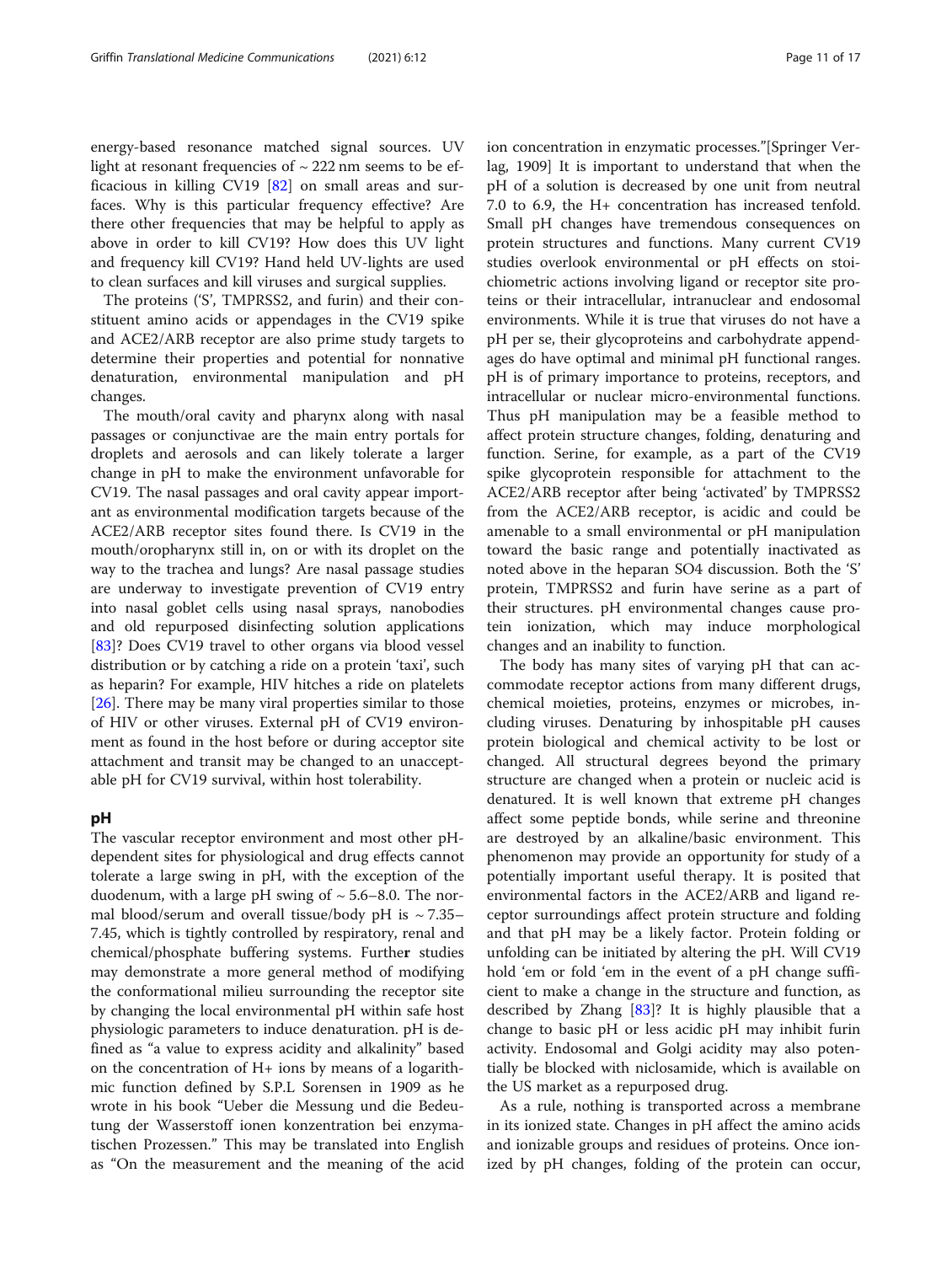energy-based resonance matched signal sources. UV light at resonant frequencies of ~ 222 nm seems to be efficacious in killing CV19 [82] on small areas and surfaces. Why is this particular frequency effective? Are there other frequencies that may be helpful to apply as above in order to kill CV19? How does this UV light and frequency kill CV19? Hand held UV-lights are used to clean surfaces and kill viruses and surgical supplies.

The proteins ('S', TMPRSS2, and furin) and their constituent amino acids or appendages in the CV19 spike and ACE2/ARB receptor are also prime study targets to determine their properties and potential for nonnative denaturation, environmental manipulation and pH changes.

The mouth/oral cavity and pharynx along with nasal passages or conjunctivae are the main entry portals for droplets and aerosols and can likely tolerate a larger change in pH to make the environment unfavorable for CV19. The nasal passages and oral cavity appear important as environmental modification targets because of the ACE2/ARB receptor sites found there. Is CV19 in the mouth/oropharynx still in, on or with its droplet on the way to the trachea and lungs? Are nasal passage studies underway to investigate prevention of CV19 entry into nasal goblet cells using nasal sprays, nanobodies and old repurposed disinfecting solution applications [83]? Does CV19 travel to other organs via blood vessel distribution or by catching a ride on a protein 'taxi', such as heparin? For example, HIV hitches a ride on platelets [26]. There may be many viral properties similar to those of HIV or other viruses. External pH of CV19 environment as found in the host before or during acceptor site attachment and transit may be changed to an unacceptable pH for CV19 survival, within host tolerability.

## pH

The vascular receptor environment and most other pH-dependent sites for physiological and drug effects cannot tolerate a large swing in pH, with the exception of the duodenum, with a large pH swing of ~ 5.6–8.0. The normal blood/serum and overall tissue/body pH is ~ 7.35–7.45, which is tightly controlled by respiratory, renal and chemical/phosphate buffering systems. Further studies may demonstrate a more general method of modifying the conformational milieu surrounding the receptor site by changing the local environmental pH within safe host physiologic parameters to induce denaturation. pH is defined as "a value to express acidity and alkalinity" based on the concentration of H+ ions by means of a logarithmic function defined by S.P.L Sorensen in 1909 as he wrote in his book "Ueber die Messung und die Bedeutung der Wasserstoff ionen konzentration bei enzymatischen Prozessen." This may be translated into English as "On the measurement and the meaning of the acid ion concentration in enzymatic processes."[Springer Verlag, 1909] It is important to understand that when the pH of a solution is decreased by one unit from neutral 7.0 to 6.9, the H+ concentration has increased tenfold. Small pH changes have tremendous consequences on protein structures and functions. Many current CV19 studies overlook environmental or pH effects on stoichiometric actions involving ligand or receptor site proteins or their intracellular, intranuclear and endosomal environments. While it is true that viruses do not have a pH per se, their glycoproteins and carbohydrate appendages do have optimal and minimal pH functional ranges. pH is of primary importance to proteins, receptors, and intracellular or nuclear micro-environmental functions. Thus pH manipulation may be a feasible method to affect protein structure changes, folding, denaturing and function. Serine, for example, as a part of the CV19 spike glycoprotein responsible for attachment to the ACE2/ARB receptor after being 'activated' by TMPRSS2 from the ACE2/ARB receptor, is acidic and could be amenable to a small environmental or pH manipulation toward the basic range and potentially inactivated as noted above in the heparan SO4 discussion. Both the 'S' protein, TMPRSS2 and furin have serine as a part of their structures. pH environmental changes cause protein ionization, which may induce morphological changes and an inability to function.

The body has many sites of varying pH that can accommodate receptor actions from many different drugs, chemical moieties, proteins, enzymes or microbes, including viruses. Denaturing by inhospitable pH causes protein biological and chemical activity to be lost or changed. All structural degrees beyond the primary structure are changed when a protein or nucleic acid is denatured. It is well known that extreme pH changes affect some peptide bonds, while serine and threonine are destroyed by an alkaline/basic environment. This phenomenon may provide an opportunity for study of a potentially important useful therapy. It is posited that environmental factors in the ACE2/ARB and ligand receptor surroundings affect protein structure and folding and that pH may be a likely factor. Protein folding or unfolding can be initiated by altering the pH. Will CV19 hold 'em or fold 'em in the event of a pH change sufficient to make a change in the structure and function, as described by Zhang [83]? It is highly plausible that a change to basic pH or less acidic pH may inhibit furin activity. Endosomal and Golgi acidity may also potentially be blocked with niclosamide, which is available on the US market as a repurposed drug.

As a rule, nothing is transported across a membrane in its ionized state. Changes in pH affect the amino acids and ionizable groups and residues of proteins. Once ionized by pH changes, folding of the protein can occur,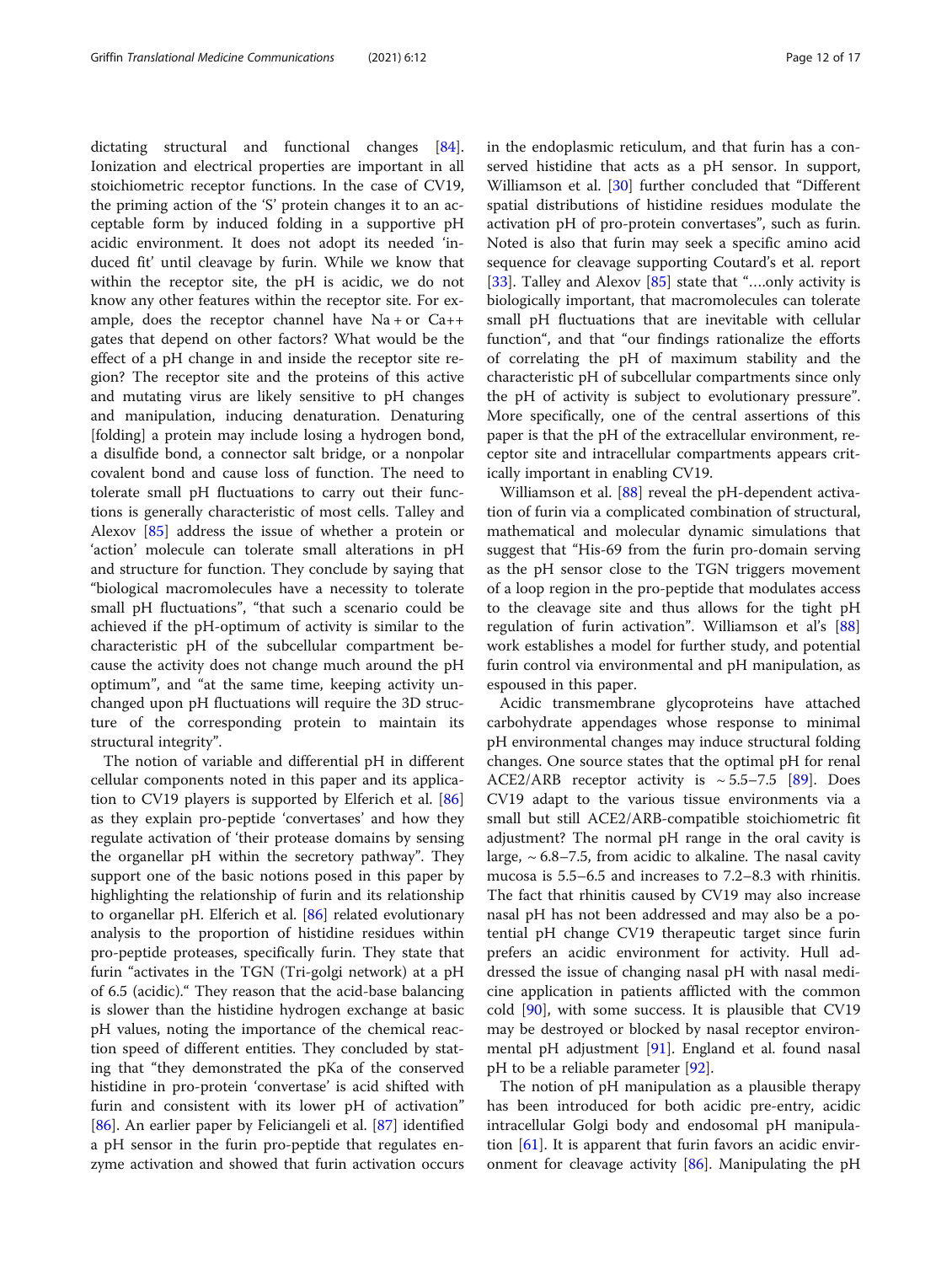dictating structural and functional changes [84]. Ionization and electrical properties are important in all stoichiometric receptor functions. In the case of CV19, the priming action of the 'S' protein changes it to an acceptable form by induced folding in a supportive pH acidic environment. It does not adopt its needed 'induced fit' until cleavage by furin. While we know that within the receptor site, the pH is acidic, we do not know any other features within the receptor site. For example, does the receptor channel have Na + or Ca++ gates that depend on other factors? What would be the effect of a pH change in and inside the receptor site region? The receptor site and the proteins of this active and mutating virus are likely sensitive to pH changes and manipulation, inducing denaturation. Denaturing [folding] a protein may include losing a hydrogen bond, a disulfide bond, a connector salt bridge, or a nonpolar covalent bond and cause loss of function. The need to tolerate small pH fluctuations to carry out their functions is generally characteristic of most cells. Talley and Alexov [85] address the issue of whether a protein or 'action' molecule can tolerate small alterations in pH and structure for function. They conclude by saying that "biological macromolecules have a necessity to tolerate small pH fluctuations", "that such a scenario could be achieved if the pH-optimum of activity is similar to the characteristic pH of the subcellular compartment because the activity does not change much around the pH optimum", and "at the same time, keeping activity unchanged upon pH fluctuations will require the 3D structure of the corresponding protein to maintain its structural integrity".

The notion of variable and differential pH in different cellular components noted in this paper and its application to CV19 players is supported by Elferich et al. [86] as they explain pro-peptide 'convertases' and how they regulate activation of 'their protease domains by sensing the organellar pH within the secretory pathway". They support one of the basic notions posed in this paper by highlighting the relationship of furin and its relationship to organellar pH. Elferich et al. [86] related evolutionary analysis to the proportion of histidine residues within pro-peptide proteases, specifically furin. They state that furin "activates in the TGN (Tri-golgi network) at a pH of 6.5 (acidic)." They reason that the acid-base balancing is slower than the histidine hydrogen exchange at basic pH values, noting the importance of the chemical reaction speed of different entities. They concluded by stating that "they demonstrated the pKa of the conserved histidine in pro-protein 'convertase' is acid shifted with furin and consistent with its lower pH of activation" [86]. An earlier paper by Feliciangeli et al. [87] identified a pH sensor in the furin pro-peptide that regulates enzyme activation and showed that furin activation occurs in the endoplasmic reticulum, and that furin has a conserved histidine that acts as a pH sensor. In support, Williamson et al. [30] further concluded that "Different spatial distributions of histidine residues modulate the activation pH of pro-protein convertases", such as furin. Noted is also that furin may seek a specific amino acid sequence for cleavage supporting Coutard's et al. report [33]. Talley and Alexov [85] state that "….only activity is biologically important, that macromolecules can tolerate small pH fluctuations that are inevitable with cellular function", and that "our findings rationalize the efforts of correlating the pH of maximum stability and the characteristic pH of subcellular compartments since only the pH of activity is subject to evolutionary pressure". More specifically, one of the central assertions of this paper is that the pH of the extracellular environment, receptor site and intracellular compartments appears critically important in enabling CV19.

Williamson et al. [88] reveal the pH-dependent activation of furin via a complicated combination of structural, mathematical and molecular dynamic simulations that suggest that "His-69 from the furin pro-domain serving as the pH sensor close to the TGN triggers movement of a loop region in the pro-peptide that modulates access to the cleavage site and thus allows for the tight pH regulation of furin activation". Williamson et al's [88] work establishes a model for further study, and potential furin control via environmental and pH manipulation, as espoused in this paper.

Acidic transmembrane glycoproteins have attached carbohydrate appendages whose response to minimal pH environmental changes may induce structural folding changes. One source states that the optimal pH for renal ACE2/ARB receptor activity is ~ 5.5–7.5 [89]. Does CV19 adapt to the various tissue environments via a small but still ACE2/ARB-compatible stoichiometric fit adjustment? The normal pH range in the oral cavity is large, ~ 6.8–7.5, from acidic to alkaline. The nasal cavity mucosa is 5.5–6.5 and increases to 7.2–8.3 with rhinitis. The fact that rhinitis caused by CV19 may also increase nasal pH has not been addressed and may also be a potential pH change CV19 therapeutic target since furin prefers an acidic environment for activity. Hull addressed the issue of changing nasal pH with nasal medicine application in patients afflicted with the common cold [90], with some success. It is plausible that CV19 may be destroyed or blocked by nasal receptor environmental pH adjustment [91]. England et al. found nasal pH to be a reliable parameter [92].

The notion of pH manipulation as a plausible therapy has been introduced for both acidic pre-entry, acidic intracellular Golgi body and endosomal pH manipulation [61]. It is apparent that furin favors an acidic environment for cleavage activity [86]. Manipulating the pH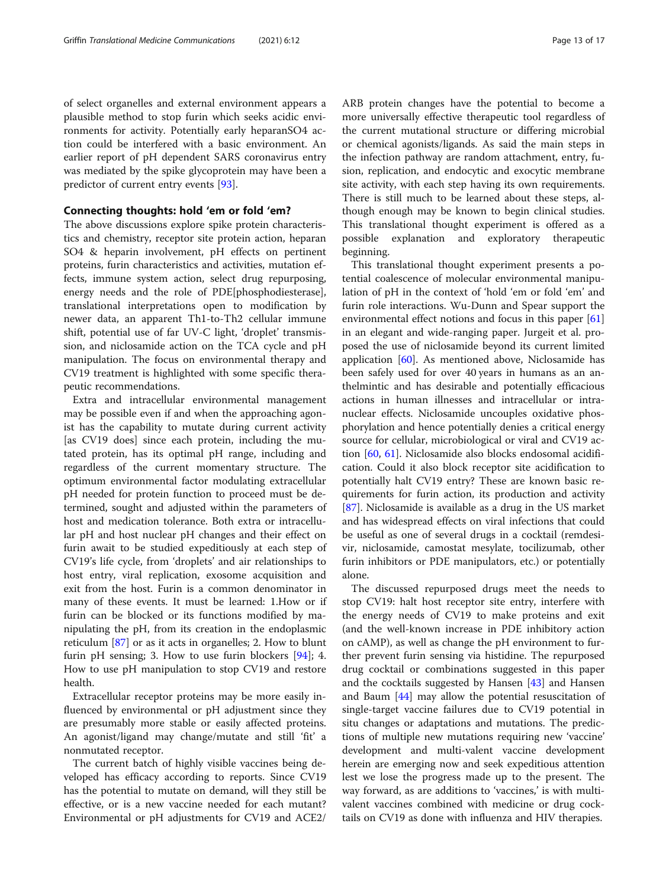of select organelles and external environment appears a plausible method to stop furin which seeks acidic environments for activity. Potentially early heparanSO4 action could be interfered with a basic environment. An earlier report of pH dependent SARS coronavirus entry was mediated by the spike glycoprotein may have been a predictor of current entry events [93].

## Connecting thoughts: hold 'em or fold 'em?

The above discussions explore spike protein characteristics and chemistry, receptor site protein action, heparan SO4 & heparin involvement, pH effects on pertinent proteins, furin characteristics and activities, mutation effects, immune system action, select drug repurposing, energy needs and the role of PDE[phosphodiesterase], translational interpretations open to modification by newer data, an apparent Th1-to-Th2 cellular immune shift, potential use of far UV-C light, 'droplet' transmission, and niclosamide action on the TCA cycle and pH manipulation. The focus on environmental therapy and CV19 treatment is highlighted with some specific therapeutic recommendations.

Extra and intracellular environmental management may be possible even if and when the approaching agonist has the capability to mutate during current activity [as CV19 does] since each protein, including the mutated protein, has its optimal pH range, including and regardless of the current momentary structure. The optimum environmental factor modulating extracellular pH needed for protein function to proceed must be determined, sought and adjusted within the parameters of host and medication tolerance. Both extra or intracellular pH and host nuclear pH changes and their effect on furin await to be studied expeditiously at each step of CV19's life cycle, from 'droplets' and air relationships to host entry, viral replication, exosome acquisition and exit from the host. Furin is a common denominator in many of these events. It must be learned: 1.How or if furin can be blocked or its functions modified by manipulating the pH, from its creation in the endoplasmic reticulum [87] or as it acts in organelles; 2. How to blunt furin pH sensing; 3. How to use furin blockers [94]; 4. How to use pH manipulation to stop CV19 and restore health.

Extracellular receptor proteins may be more easily influenced by environmental or pH adjustment since they are presumably more stable or easily affected proteins. An agonist/ligand may change/mutate and still 'fit' a nonmutated receptor.

The current batch of highly visible vaccines being developed has efficacy according to reports. Since CV19 has the potential to mutate on demand, will they still be effective, or is a new vaccine needed for each mutant? Environmental or pH adjustments for CV19 and ACE2/ARB protein changes have the potential to become a more universally effective therapeutic tool regardless of the current mutational structure or differing microbial or chemical agonists/ligands. As said the main steps in the infection pathway are random attachment, entry, fusion, replication, and endocytic and exocytic membrane site activity, with each step having its own requirements. There is still much to be learned about these steps, although enough may be known to begin clinical studies. This translational thought experiment is offered as a possible explanation and exploratory therapeutic beginning.

This translational thought experiment presents a potential coalescence of molecular environmental manipulation of pH in the context of 'hold 'em or fold 'em' and furin role interactions. Wu-Dunn and Spear support the environmental effect notions and focus in this paper [61] in an elegant and wide-ranging paper. Jurgeit et al. proposed the use of niclosamide beyond its current limited application [60]. As mentioned above, Niclosamide has been safely used for over 40 years in humans as an anthelmintic and has desirable and potentially efficacious actions in human illnesses and intracellular or intranuclear effects. Niclosamide uncouples oxidative phosphorylation and hence potentially denies a critical energy source for cellular, microbiological or viral and CV19 action [60, 61]. Niclosamide also blocks endosomal acidification. Could it also block receptor site acidification to potentially halt CV19 entry? These are known basic requirements for furin action, its production and activity [87]. Niclosamide is available as a drug in the US market and has widespread effects on viral infections that could be useful as one of several drugs in a cocktail (remdesivir, niclosamide, camostat mesylate, tocilizumab, other furin inhibitors or PDE manipulators, etc.) or potentially alone.

The discussed repurposed drugs meet the needs to stop CV19: halt host receptor site entry, interfere with the energy needs of CV19 to make proteins and exit (and the well-known increase in PDE inhibitory action on cAMP), as well as change the pH environment to further prevent furin sensing via histidine. The repurposed drug cocktail or combinations suggested in this paper and the cocktails suggested by Hansen [43] and Hansen and Baum [44] may allow the potential resuscitation of single-target vaccine failures due to CV19 potential in situ changes or adaptations and mutations. The predictions of multiple new mutations requiring new 'vaccine' development and multi-valent vaccine development herein are emerging now and seek expeditious attention lest we lose the progress made up to the present. The way forward, as are additions to 'vaccines,' is with multivalent vaccines combined with medicine or drug cocktails on CV19 as done with influenza and HIV therapies.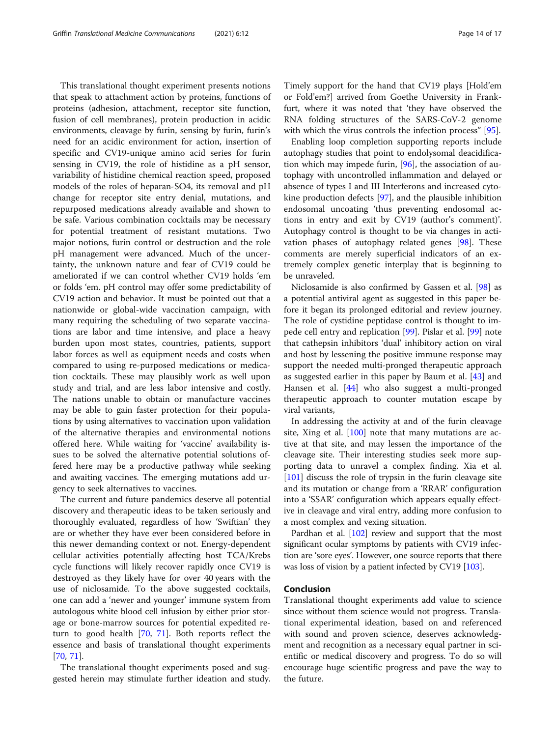This translational thought experiment presents notions that speak to attachment action by proteins, functions of proteins (adhesion, attachment, receptor site function, fusion of cell membranes), protein production in acidic environments, cleavage by furin, sensing by furin, furin's need for an acidic environment for action, insertion of specific and CV19-unique amino acid series for furin sensing in CV19, the role of histidine as a pH sensor, variability of histidine chemical reaction speed, proposed models of the roles of heparan-SO4, its removal and pH change for receptor site entry denial, mutations, and repurposed medications already available and shown to be safe. Various combination cocktails may be necessary for potential treatment of resistant mutations. Two major notions, furin control or destruction and the role pH management were advanced. Much of the uncertainty, the unknown nature and fear of CV19 could be ameliorated if we can control whether CV19 holds 'em or folds 'em. pH control may offer some predictability of CV19 action and behavior. It must be pointed out that a nationwide or global-wide vaccination campaign, with many requiring the scheduling of two separate vaccinations are labor and time intensive, and place a heavy burden upon most states, countries, patients, support labor forces as well as equipment needs and costs when compared to using re-purposed medications or medication cocktails. These may plausibly work as well upon study and trial, and are less labor intensive and costly. The nations unable to obtain or manufacture vaccines may be able to gain faster protection for their populations by using alternatives to vaccination upon validation of the alternative therapies and environmental notions offered here. While waiting for 'vaccine' availability issues to be solved the alternative potential solutions offered here may be a productive pathway while seeking and awaiting vaccines. The emerging mutations add urgency to seek alternatives to vaccines.

The current and future pandemics deserve all potential discovery and therapeutic ideas to be taken seriously and thoroughly evaluated, regardless of how 'Swiftian' they are or whether they have ever been considered before in this newer demanding context or not. Energy-dependent cellular activities potentially affecting host TCA/Krebs cycle functions will likely recover rapidly once CV19 is destroyed as they likely have for over 40 years with the use of niclosamide. To the above suggested cocktails, one can add a 'newer and younger' immune system from autologous white blood cell infusion by either prior storage or bone-marrow sources for potential expedited return to good health [70, 71]. Both reports reflect the essence and basis of translational thought experiments [70, 71].

The translational thought experiments posed and suggested herein may stimulate further ideation and study. Timely support for the hand that CV19 plays [Hold'em or Fold'em?] arrived from Goethe University in Frankfurt, where it was noted that 'they have observed the RNA folding structures of the SARS-CoV-2 genome with which the virus controls the infection process" [95].

Enabling loop completion supporting reports include autophagy studies that point to endolysomal deacidification which may impede furin, [96], the association of autophagy with uncontrolled inflammation and delayed or absence of types I and III Interferons and increased cytokine production defects [97], and the plausible inhibition endosomal uncoating 'thus preventing endosomal actions in entry and exit by CV19 (author's comment)'. Autophagy control is thought to be via changes in activation phases of autophagy related genes [98]. These comments are merely superficial indicators of an extremely complex genetic interplay that is beginning to be unraveled.

Niclosamide is also confirmed by Gassen et al. [98] as a potential antiviral agent as suggested in this paper before it began its prolonged editorial and review journey. The role of cystidine peptidase control is thought to impede cell entry and replication [99]. Pislar et al. [99] note that cathepsin inhibitors 'dual' inhibitory action on viral and host by lessening the positive immune response may support the needed multi-pronged therapeutic approach as suggested earlier in this paper by Baum et al. [43] and Hansen et al. [44] who also suggest a multi-pronged therapeutic approach to counter mutation escape by viral variants,

In addressing the activity at and of the furin cleavage site, Xing et al. [100] note that many mutations are active at that site, and may lessen the importance of the cleavage site. Their interesting studies seek more supporting data to unravel a complex finding. Xia et al. [101] discuss the role of trypsin in the furin cleavage site and its mutation or change from a 'RRAR' configuration into a 'SSAR' configuration which appears equally effective in cleavage and viral entry, adding more confusion to a most complex and vexing situation.

Pardhan et al. [102] review and support that the most significant ocular symptoms by patients with CV19 infection are 'sore eyes'. However, one source reports that there was loss of vision by a patient infected by CV19 [103].

## Conclusion

Translational thought experiments add value to science since without them science would not progress. Translational experimental ideation, based on and referenced with sound and proven science, deserves acknowledgment and recognition as a necessary equal partner in scientific or medical discovery and progress. To do so will encourage huge scientific progress and pave the way to the future.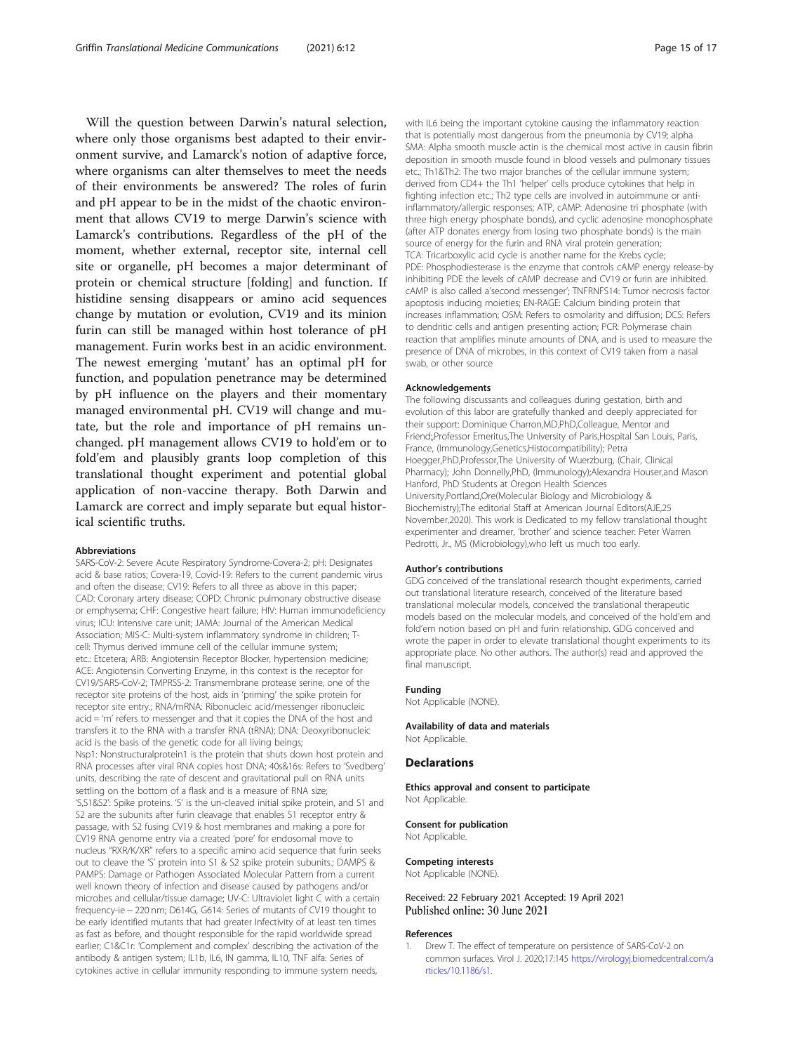Will the question between Darwin's natural selection, where only those organisms best adapted to their environment survive, and Lamarck's notion of adaptive force, where organisms can alter themselves to meet the needs of their environments be answered? The roles of furin and pH appear to be in the midst of the chaotic environment that allows CV19 to merge Darwin's science with Lamarck's contributions. Regardless of the pH of the moment, whether external, receptor site, internal cell site or organelle, pH becomes a major determinant of protein or chemical structure [folding] and function. If histidine sensing disappears or amino acid sequences change by mutation or evolution, CV19 and its minion furin can still be managed within host tolerance of pH management. Furin works best in an acidic environment. The newest emerging 'mutant' has an optimal pH for function, and population penetrance may be determined by pH influence on the players and their momentary managed environmental pH. CV19 will change and mutate, but the role and importance of pH remains unchanged. pH management allows CV19 to hold'em or to fold'em and plausibly grants loop completion of this translational thought experiment and potential global application of non-vaccine therapy. Both Darwin and Lamarck are correct and imply separate but equal historical scientific truths.

#### Abbreviations

SARS-CoV-2: Severe Acute Respiratory Syndrome-Covera-2; pH: Designates acid & base ratios; Covera-19, Covid-19: Refers to the current pandemic virus and often the disease; CV19: Refers to all three as above in this paper; CAD: Coronary artery disease; COPD: Chronic pulmonary obstructive disease or emphysema; CHF: Congestive heart failure; HIV: Human immunodeficiency virus; ICU: Intensive care unit; JAMA: Journal of the American Medical Association; MIS-C: Multi-system inflammatory syndrome in children; T-cell: Thymus derived immune cell of the cellular immune system; etc.: Etcetera; ARB: Angiotensin Receptor Blocker, hypertension medicine; ACE: Angiotensin Converting Enzyme, in this context is the receptor for CV19/SARS-CoV-2; TMPRSS-2: Transmembrane protease serine, one of the receptor site proteins of the host, aids in 'priming' the spike protein for receptor site entry.; RNA/mRNA: Ribonucleic acid/messenger ribonucleic acid = 'm' refers to messenger and that it copies the DNA of the host and transfers it to the RNA with a transfer RNA (tRNA); DNA: Deoxyribonucleic acid is the basis of the genetic code for all living beings; Nsp1: Nonstructuralprotein1 is the protein that shuts down host protein and RNA processes after viral RNA copies host DNA; 40s&16s: Refers to 'Svedberg' units, describing the rate of descent and gravitational pull on RNA units settling on the bottom of a flask and is a measure of RNA size; 'S,S1&S2': Spike proteins. 'S' is the un-cleaved initial spike protein, and S1 and S2 are the subunits after furin cleavage that enables S1 receptor entry & passage, with S2 fusing CV19 & host membranes and making a pore for CV19 RNA genome entry via a created 'pore' for endosomal move to nucleus "RXR/K/XR" refers to a specific amino acid sequence that furin seeks out to cleave the 'S' protein into S1 & S2 spike protein subunits.; DAMPS & PAMPS: Damage or Pathogen Associated Molecular Pattern from a current well known theory of infection and disease caused by pathogens and/or microbes and cellular/tissue damage; UV-C: Ultraviolet light C with a certain frequency-ie ~ 220 nm; D614G, G614: Series of mutants of CV19 thought to be early identified mutants that had greater Infectivity of at least ten times as fast as before, and thought responsible for the rapid worldwide spread earlier; C1&C1r: 'Complement and complex' describing the activation of the antibody & antigen system; IL1b, IL6, IN gamma, IL10, TNF alfa: Series of cytokines active in cellular immunity responding to immune system needs, with IL6 being the important cytokine causing the inflammatory reaction that is potentially most dangerous from the pneumonia by CV19; alpha SMA: Alpha smooth muscle actin is the chemical most active in causin fibrin deposition in smooth muscle found in blood vessels and pulmonary tissues etc.; Th1&Th2: The two major branches of the cellular immune system; derived from CD4+ the Th1 'helper' cells produce cytokines that help in fighting infection etc.; Th2 type cells are involved in autoimmune or anti-inflammatory/allergic responses; ATP, cAMP: Adenosine tri phosphate (with three high energy phosphate bonds), and cyclic adenosine monophosphate (after ATP donates energy from losing two phosphate bonds) is the main source of energy for the furin and RNA viral protein generation; TCA: Tricarboxylic acid cycle is another name for the Krebs cycle; PDE: Phosphodiesterase is the enzyme that controls cAMP energy release-by inhibiting PDE the levels of cAMP decrease and CV19 or furin are inhibited. cAMP is also called a'second messenger'; TNFRNFS14: Tumor necrosis factor apoptosis inducing moieties; EN-RAGE: Calcium binding protein that increases inflammation; OSM: Refers to osmolarity and diffusion; DCS: Refers to dendritic cells and antigen presenting action; PCR: Polymerase chain reaction that amplifies minute amounts of DNA, and is used to measure the presence of DNA of microbes, in this context of CV19 taken from a nasal swab, or other source

#### Acknowledgements

The following discussants and colleagues during gestation, birth and evolution of this labor are gratefully thanked and deeply appreciated for their support: Dominique Charron,MD,PhD,Colleague, Mentor and Friend;,Professor Emeritus,The University of Paris,Hospital San Louis, Paris, France, (Immunology,Genetics,Histocompatibility); Petra Hoegger,PhD,Professor,The University of Wuerzburg, (Chair, Clinical Pharmacy); John Donnelly,PhD, (Immunology);Alexandra Houser,and Mason Hanford, PhD Students at Oregon Health Sciences University,Portland,Ore(Molecular Biology and Microbiology & Biochemistry);The editorial Staff at American Journal Editors(AJE,25 November,2020). This work is Dedicated to my fellow translational thought experimenter and dreamer, 'brother' and science teacher: Peter Warren Pedrotti, Jr., MS (Microbiology),who left us much too early.

#### Author's contributions

GDG conceived of the translational research thought experiments, carried out translational literature research, conceived of the literature based translational molecular models, conceived the translational therapeutic models based on the molecular models, and conceived of the hold'em and fold'em notion based on pH and furin relationship. GDG conceived and wrote the paper in order to elevate translational thought experiments to its appropriate place. No other authors. The author(s) read and approved the final manuscript.

#### Funding

Not Applicable (NONE).

#### Availability of data and materials

Not Applicable.

## Declarations

#### Ethics approval and consent to participate

Not Applicable.

#### Consent for publication

Not Applicable.

#### Competing interests

Not Applicable (NONE).

Received: 22 February 2021 Accepted: 19 April 2021
Published online: 30 June 2021

#### References

1. Drew T. The effect of temperature on persistence of SARS-CoV-2 on common surfaces. Virol J. 2020;17:145 https://virologyj.biomedcentral.com/articles/10.1186/s1.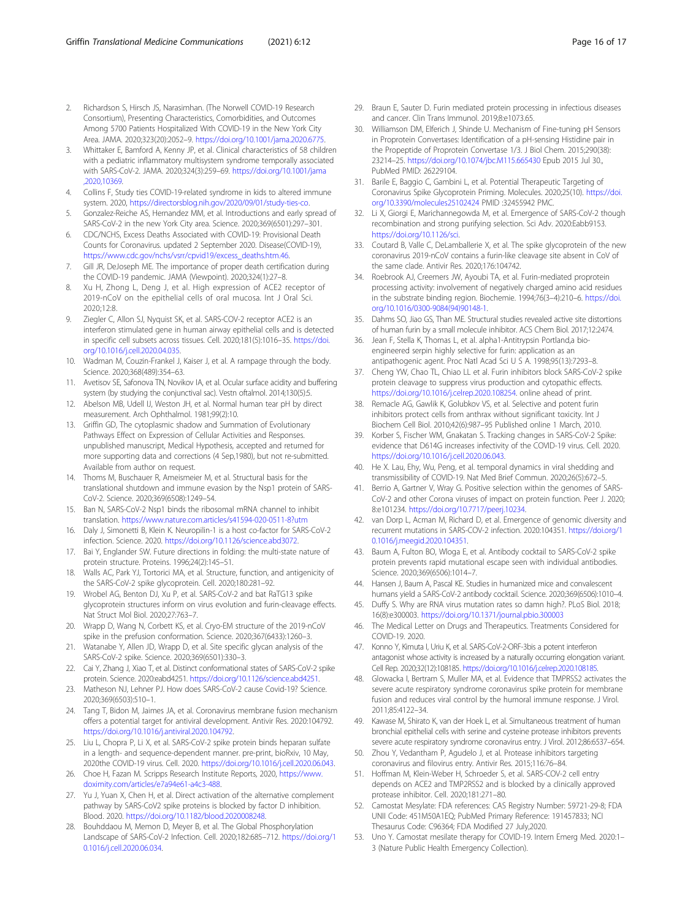2. Richardson S, Hirsch JS, Narasimhan. (The Norwell COVID-19 Research Consortium), Presenting Characteristics, Comorbidities, and Outcomes Among 5700 Patients Hospitalized With COVID-19 in the New York City Area. JAMA. 2020;323(20):2052–9. https://doi.org/10.1001/jama.2020.6775.
3. Whittaker E, Bamford A, Kenny JP, et al. Clinical characteristics of 58 children with a pediatric inflammatory multisystem syndrome temporally associated with SARS-CoV-2. JAMA. 2020;324(3):259–69. https://doi.org/10.1001/jama,2020,10369.
4. Collins F, Study ties COVID-19-related syndrome in kids to altered immune system. 2020, https://directorsblog.nih.gov/2020/09/01/study-ties-co.
5. Gonzalez-Reiche AS, Hernandez MM, et al. Introductions and early spread of SARS-CoV-2 in the new York City area. Science. 2020;369(6501):297–301.
6. CDC/NCHS, Excess Deaths Associated with COVID-19: Provisional Death Counts for Coronavirus. updated 2 September 2020. Disease(COVID-19), https://www.cdc.gov/nchs/vsrr/cpvid19/excess_deaths.htm.46.
7. Gill JR, DeJoseph ME. The importance of proper death certification during the COVID-19 pandemic. JAMA (Viewpoint). 2020;324(1):27–8.
8. Xu H, Zhong L, Deng J, et al. High expression of ACE2 receptor of 2019-nCOV on the epithelial cells of oral mucosa. Int J Oral Sci. 2020;12:8.
9. Ziegler C, Allon SJ, Nyquist SK, et al. SARS-COV-2 receptor ACE2 is an interferon stimulated gene in human airway epithelial cells and is detected in specific cell subsets across tissues. Cell. 2020;181(5):1016–35. https://doi.org/10.1016/j.cell.2020.04.035.
10. Wadman M, Couzin-Frankel J, Kaiser J, et al. A rampage through the body. Science. 2020;368(489):354–63.
11. Avetisov SE, Safonova TN, Novikov IA, et al. Ocular surface acidity and buffering system (by studying the conjunctival sac). Vestn oftalmol. 2014;130(5):5.
12. Abelson MB, Udell IJ, Weston JH, et al. Normal human tear pH by direct measurement. Arch Ophthalmol. 1981;99(2):10.
13. Griffin GD, The cytoplasmic shadow and Summation of Evolutionary Pathways Effect on Expression of Cellular Activities and Responses. unpublished manuscript, Medical Hypothesis, accepted and returned for more supporting data and corrections (4 Sep,1980), but not re-submitted. Available from author on request.
14. Thoms M, Buschauer R, Ameismeier M, et al. Structural basis for the translational shutdown and immune evasion by the Nsp1 protein of SARS-CoV-2. Science. 2020;369(6508):1249–54.
15. Ban N, SARS-CoV-2 Nsp1 binds the ribosomal mRNA channel to inhibit translation. https://www.nature.com.articles/s41594-020-0511-8?utm
16. Daly J, Simonetti B, Klein K. Neuropilin-1 is a host co-factor for SARS-CoV-2 infection. Science. 2020. https://doi.org/10.1126/science.abd3072.
17. Bai Y, Englander SW. Future directions in folding: the multi-state nature of protein structure. Proteins. 1996;24(2):145–51.
18. Walls AC, Park YJ, Tortorici MA, et al. Structure, function, and antigenicity of the SARS-CoV-2 spike glycoprotein. Cell. 2020;180:281–92.
19. Wrobel AG, Benton DJ, Xu P, et al. SARS-CoV-2 and bat RaTG13 spike glycoprotein structures inform on virus evolution and furin-cleavage effects. Nat Struct Mol Biol. 2020;27:763–7.
20. Wrapp D, Wang N, Corbett KS, et al. Cryo-EM structure of the 2019-nCoV spike in the prefusion conformation. Science. 2020;367(6433):1260–3.
21. Watanabe Y, Allen JD, Wrapp D, et al. Site specific glycan analysis of the SARS-CoV-2 spike. Science. 2020;369(6501):330–3.
22. Cai Y, Zhang J, Xiao T, et al. Distinct conformational states of SARS-CoV-2 spike protein. Science. 2020:eabd4251. https://doi.org/10.1126/science.abd4251.
23. Matheson NJ, Lehner PJ. How does SARS-CoV-2 cause Covid-19? Science. 2020;369(6503):510–1.
24. Tang T, Bidon M, Jaimes JA, et al. Coronavirus membrane fusion mechanism offers a potential target for antiviral development. Antivir Res. 2020:104792. https://doi.org/10.1016/j.antiviral.2020.104792.
25. Liu L, Chopra P, Li X, et al. SARS-CoV-2 spike protein binds heparan sulfate in a length- and sequence-dependent manner. pre-print, bioRxiv, 10 May, 2020the COVID-19 virus. Cell. 2020. https://doi.org/10.1016/j.cell.2020.06.043.
26. Choe H, Fazan M. Scripps Research Institute Reports, 2020, https://www.doximity.com/articles/e7a94e61-a4c3-488.
27. Yu J, Yuan X, Chen H, et al. Direct activation of the alternative complement pathway by SARS-CoV2 spike proteins is blocked by factor D inhibition. Blood. 2020. https://doi.org/10.1182/blood.2020008248.
28. Bouhddaou M, Memon D, Meyer B, et al. The Global Phosphorylation Landscape of SARS-CoV-2 Infection. Cell. 2020;182:685–712. https://doi.org/10.1016/j.cell.2020.06.034.
29. Braun E, Sauter D. Furin mediated protein processing in infectious diseases and cancer. Clin Trans Immunol. 2019;8:e1073.65.
30. Williamson DM, Elferich J, Shinde U. Mechanism of Fine-tuning pH Sensors in Proprotein Convertases: Identification of a pH-sensing Histidine pair in the Propeptide of Proprotein Convertase 1/3. J Biol Chem. 2015;290(38): 23214–25. https://doi.org/10.1074/jbc.M115.665430 Epub 2015 Jul 30., PubMed PMID: 26229104.
31. Barile E, Baggio C, Gambini L, et al. Potential Therapeutic Targeting of Coronavirus Spike Glycoprotein Priming. Molecules. 2020;25(10). https://doi.org/10.3390/molecules25102424 PMID :32455942 PMC.
32. Li X, Giorgi E, Marichannegowda M, et al. Emergence of SARS-CoV-2 though recombination and strong purifying selection. Sci Adv. 2020:Eabb9153. https://doi.org/10.1126/sci.
33. Coutard B, Valle C, DeLamballerie X, et al. The spike glycoprotein of the new coronavirus 2019-nCoV contains a furin-like cleavage site absent in CoV of the same clade. Antivir Res. 2020;176:104742.
34. Roebrook AJ, Creemers JW, Ayoubi TA, et al. Furin-mediated proprotein processing activity: involvement of negatively charged amino acid residues in the substrate binding region. Biochemie. 1994;76(3–4):210–6. https://doi.org/10.1016/0300-9084(94)90148-1.
35. Dahms SO, Jiao GS, Than ME. Structural studies revealed active site distortions of human furin by a small molecule inhibitor. ACS Chem Biol. 2017;12:2474.
36. Jean F, Stella K, Thomas L, et al. alpha1-Antitrypsin Portland,a bio-engineered serpin highly selective for furin: application as an antipathogenic agent. Proc Natl Acad Sci U S A. 1998;95(13):7293–8.
37. Cheng YW, Chao TL, Chiao LL et al. Furin inhibitors block SARS-CoV-2 spike protein cleavage to suppress virus production and cytopathic effects. https://doi.org/10.1016/j.celrep.2020.108254. online ahead of print.
38. Remacle AG, Gawlik K, Golubkov VS, et al. Selective and potent furin inhibitors protect cells from anthrax without significant toxicity. Int J Biochem Cell Biol. 2010;42(6):987–95 Published online 1 March, 2010.
39. Korber S, Fischer WM, Gnakatan S. Tracking changes in SARS-CoV-2 Spike: evidence that D614G increases infectivity of the COVID-19 virus. Cell. 2020. https://doi.org/10.1016/j.cell.2020.06.043.
40. He X. Lau, Ehy, Wu, Peng, et al. temporal dynamics in viral shedding and transmissibility of COVID-19. Nat Med Brief Commun. 2020;26(5):672–5.
41. Berrio A, Gartner V, Wray G. Positive selection within the genomes of SARS-CoV-2 and other Corona viruses of impact on protein function. Peer J. 2020; 8:e101234. https://doi.org/10.7717/peerj.10234.
42. van Dorp L, Acman M, Richard D, et al. Emergence of genomic diversity and recurrent mutations in SARS-COV-2 infection. 2020:104351. https://doi.org/10.1016/j.meegid.2020.104351.
43. Baum A, Fulton BO, Wloga E, et al. Antibody cocktail to SARS-CoV-2 spike protein prevents rapid mutational escape seen with individual antibodies. Science. 2020;369(6506):1014–7.
44. Hansen J, Baum A, Pascal KE. Studies in humanized mice and convalescent humans yield a SARS-CoV-2 antibody cocktail. Science. 2020;369(6506):1010–4.
45. Duffy S. Why are RNA virus mutation rates so damn high?. PLoS Biol. 2018; 16(8):e300003. https://doi.org/10.1371/journal.pbio.300003
46. The Medical Letter on Drugs and Therapeutics. Treatments Considered for COVID-19. 2020.
47. Konno Y, Kimuta I, Uriu K, et al. SARS-CoV-2-ORF-3bis a potent interferon antagonist whose activity is increased by a naturally occurring elongation variant. Cell Rep. 2020;32(12):108185. https://doi.org/10.1016/j.celrep.2020.108185.
48. Glowacka I, Bertram S, Muller MA, et al. Evidence that TMPRSS2 activates the severe acute respiratory syndrome coronavirus spike protein for membrane fusion and reduces viral control by the humoral immune response. J Virol. 2011;85:4122–34.
49. Kawase M, Shirato K, van der Hoek L, et al. Simultaneous treatment of human bronchial epithelial cells with serine and cysteine protease inhibitors prevents severe acute respiratory syndrome coronavirus entry. J Virol. 2012;86:6537–654.
50. Zhou Y, Vedantham P, Agudelo J, et al. Protease inhibitors targeting coronavirus and filovirus entry. Antivir Res. 2015;116:76–84.
51. Hoffman M, Klein-Weber H, Schroeder S, et al. SARS-CoV-2 cell entry depends on ACE2 and TMP2RSS2 and is blocked by a clinically approved protease inhibitor. Cell. 2020;181:271–80.
52. Camostat Mesylate: FDA references: CAS Registry Number: 59721-29-8; FDA UNII Code: 451M50A1EQ; PubMed Primary Reference: 191457833; NCI Thesaurus Code: C96364; FDA Modified 27 July,2020.
53. Uno Y. Camostat mesilate therapy for COVID-19. Intern Emerg Med. 2020:1–3 (Nature Public Health Emergency Collection).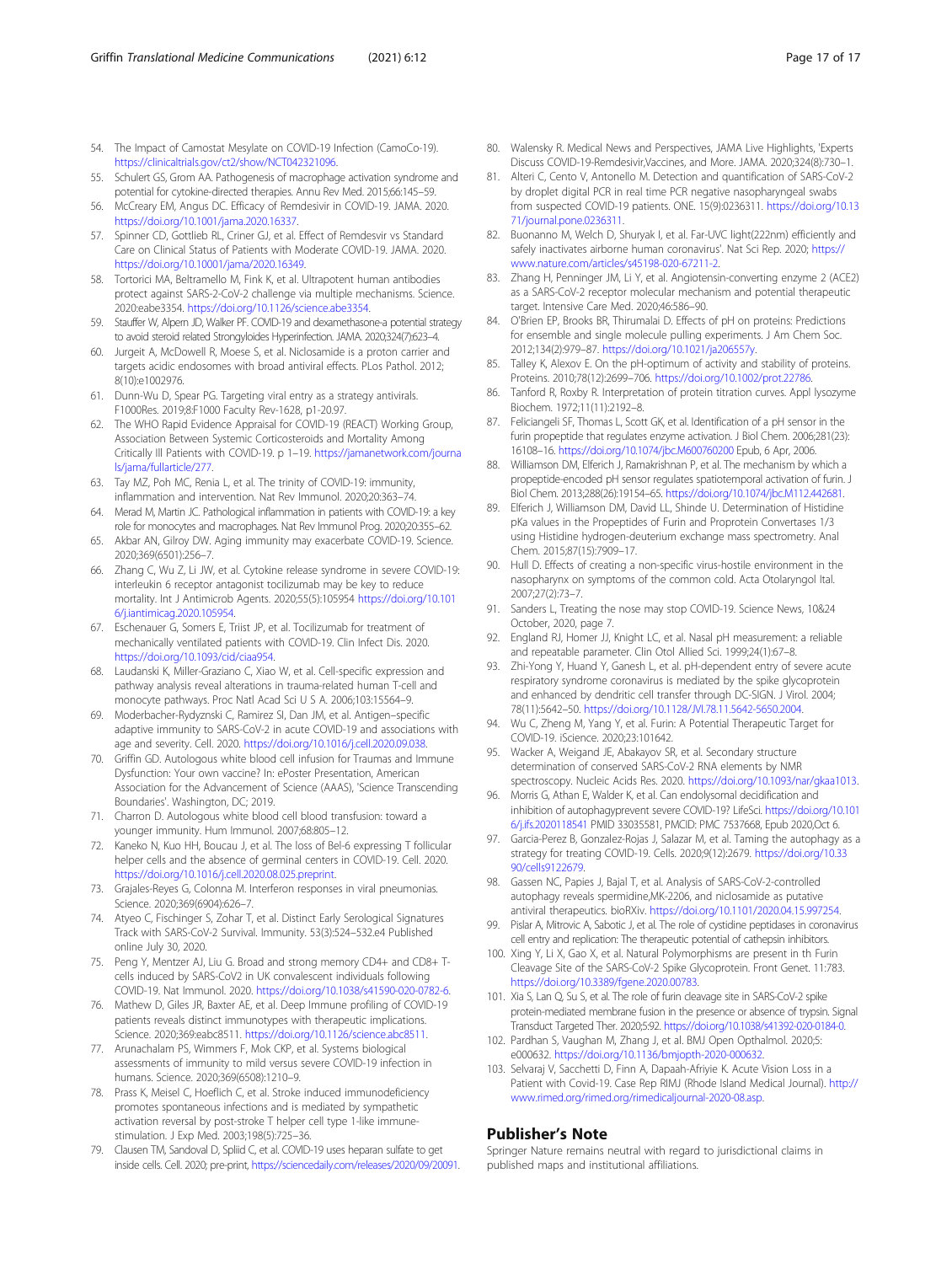54. The Impact of Camostat Mesylate on COVID-19 Infection (CamoCo-19). https://clinicaltrials.gov/ct2/show/NCT042321096.
55. Schulert GS, Grom AA. Pathogenesis of macrophage activation syndrome and potential for cytokine-directed therapies. Annu Rev Med. 2015;66:145–59.
56. McCreary EM, Angus DC. Efficacy of Remdesivir in COVID-19. JAMA. 2020. https://doi.org/10.1001/jama.2020.16337.
57. Spinner CD, Gottlieb RL, Criner GJ, et al. Effect of Remdesvir vs Standard Care on Clinical Status of Patients with Moderate COVID-19. JAMA. 2020. https://doi.org/10.10001/jama/2020.16349.
58. Tortorici MA, Beltramello M, Fink K, et al. Ultrapotent human antibodies protect against SARS-2-CoV-2 challenge via multiple mechanisms. Science. 2020:eabe3354. https://doi.org/10.1126/science.abe3354.
59. Stauffer W, Alpern JD, Walker PF. COVID-19 and dexamethasone-a potential strategy to avoid steroid related Strongyloides Hyperinfection. JAMA. 2020;324(7):623–4.
60. Jurgeit A, McDowell R, Moese S, et al. Niclosamide is a proton carrier and targets acidic endosomes with broad antiviral effects. PLos Pathol. 2012; 8(10):e1002976.
61. Dunn-Wu D, Spear PG. Targeting viral entry as a strategy antivirals. F1000Res. 2019;8:F1000 Faculty Rev-1628, p1-20.97.
62. The WHO Rapid Evidence Appraisal for COVID-19 (REACT) Working Group, Association Between Systemic Corticosteroids and Mortality Among Critically Ill Patients with COVID-19. p 1–19. https://jamanetwork.com/journals/jama/fullarticle/277.
63. Tay MZ, Poh MC, Renia L, et al. The trinity of COVID-19: immunity, inflammation and intervention. Nat Rev Immunol. 2020;20:363–74.
64. Merad M, Martin JC. Pathological inflammation in patients with COVID-19: a key role for monocytes and macrophages. Nat Rev Immunol Prog. 2020;20:355–62.
65. Akbar AN, Gilroy DW. Aging immunity may exacerbate COVID-19. Science. 2020;369(6501):256–7.
66. Zhang C, Wu Z, Li JW, et al. Cytokine release syndrome in severe COVID-19: interleukin 6 receptor antagonist tocilizumab may be key to reduce mortality. Int J Antimicrob Agents. 2020;55(5):105954 https://doi.org/10.1016/j.iantimicag.2020.105954.
67. Eschenauer G, Somers E, Triist JP, et al. Tocilizumab for treatment of mechanically ventilated patients with COVID-19. Clin Infect Dis. 2020. https://doi.org/10.1093/cid/ciaa954.
68. Laudanski K, Miller-Graziano C, Xiao W, et al. Cell-specific expression and pathway analysis reveal alterations in trauma-related human T-cell and monocyte pathways. Proc Natl Acad Sci U S A. 2006;103:15564–9.
69. Moderbacher-Rydyznski C, Ramirez SI, Dan JM, et al. Antigen–specific adaptive immunity to SARS-CoV-2 in acute COVID-19 and associations with age and severity. Cell. 2020. https://doi.org/10.1016/j.cell.2020.09.038.
70. Griffin GD. Autologous white blood cell infusion for Traumas and Immune Dysfunction: Your own vaccine? In: ePoster Presentation, American Association for the Advancement of Science (AAAS), 'Science Transcending Boundaries'. Washington, DC; 2019.
71. Charron D. Autologous white blood cell blood transfusion: toward a younger immunity. Hum Immunol. 2007;68:805–12.
72. Kaneko N, Kuo HH, Boucau J, et al. The loss of Bel-6 expressing T follicular helper cells and the absence of germinal centers in COVID-19. Cell. 2020. https://doi.org/10.1016/j.cell.2020.08.025.preprint.
73. Grajales-Reyes G, Colonna M. Interferon responses in viral pneumonias. Science. 2020;369(6904):626–7.
74. Atyeo C, Fischinger S, Zohar T, et al. Distinct Early Serological Signatures Track with SARS-CoV-2 Survival. Immunity. 53(3):524–532.e4 Published online July 30, 2020.
75. Peng Y, Mentzer AJ, Liu G. Broad and strong memory CD4+ and CD8+ T-cells induced by SARS-CoV2 in UK convalescent individuals following COVID-19. Nat Immunol. 2020. https://doi.org/10.1038/s41590-020-0782-6.
76. Mathew D, Giles JR, Baxter AE, et al. Deep Immune profiling of COVID-19 patients reveals distinct immunotypes with therapeutic implications. Science. 2020;369:eabc8511. https://doi.org/10.1126/science.abc8511.
77. Arunachalam PS, Wimmers F, Mok CKP, et al. Systems biological assessments of immunity to mild versus severe COVID-19 infection in humans. Science. 2020;369(6508):1210–9.
78. Prass K, Meisel C, Hoeflich C, et al. Stroke induced immunodeficiency promotes spontaneous infections and is mediated by sympathetic activation reversal by post-stroke T helper cell type 1-like immune-stimulation. J Exp Med. 2003;198(5):725–36.
79. Clausen TM, Sandoval D, Spliid C, et al. COVID-19 uses heparan sulfate to get inside cells. Cell. 2020; pre-print, https://sciencedaily.com/releases/2020/09/20091.
80. Walensky R. Medical News and Perspectives, JAMA Live Highlights, 'Experts Discuss COVID-19-Remdesivir,Vaccines, and More. JAMA. 2020;324(8):730–1.
81. Alteri C, Cento V, Antonello M. Detection and quantification of SARS-CoV-2 by droplet digital PCR in real time PCR negative nasopharyngeal swabs from suspected COVID-19 patients. ONE. 15(9):0236311. https://doi.org/10.1371/journal.pone.0236311.
82. Buonanno M, Welch D, Shuryak I, et al. Far-UVC light(222nm) efficiently and safely inactivates airborne human coronavirus'. Nat Sci Rep. 2020; https://www.nature.com/articles/s45198-020-67211-2.
83. Zhang H, Penninger JM, Li Y, et al. Angiotensin-converting enzyme 2 (ACE2) as a SARS-CoV-2 receptor molecular mechanism and potential therapeutic target. Intensive Care Med. 2020;46:586–90.
84. O'Brien EP, Brooks BR, Thirumalai D. Effects of pH on proteins: Predictions for ensemble and single molecule pulling experiments. J Am Chem Soc. 2012;134(2):979–87. https://doi.org/10.1021/ja206557y.
85. Talley K, Alexov E. On the pH-optimum of activity and stability of proteins. Proteins. 2010;78(12):2699–706. https://doi.org/10.1002/prot.22786.
86. Tanford R, Roxby R. Interpretation of protein titration curves. Appl lysozyme Biochem. 1972;11(11):2192–8.
87. Feliciangeli SF, Thomas L, Scott GK, et al. Identification of a pH sensor in the furin propeptide that regulates enzyme activation. J Biol Chem. 2006;281(23): 16108–16. https://doi.org/10.1074/jbc.M600760200 Epub, 6 Apr, 2006.
88. Williamson DM, Elferich J, Ramakrishnan P, et al. The mechanism by which a propeptide-encoded pH sensor regulates spatiotemporal activation of furin. J Biol Chem. 2013;288(26):19154–65. https://doi.org/10.1074/jbc.M112.442681.
89. Elferich J, Williamson DM, David LL, Shinde U. Determination of Histidine pKa values in the Propeptides of Furin and Proprotein Convertases 1/3 using Histidine hydrogen-deuterium exchange mass spectrometry. Anal Chem. 2015;87(15):7909–17.
90. Hull D. Effects of creating a non-specific virus-hostile environment in the nasopharynx on symptoms of the common cold. Acta Otolaryngol Ital. 2007;27(2):73–7.
91. Sanders L, Treating the nose may stop COVID-19. Science News, 10&24 October, 2020, page 7.
92. England RJ, Homer JJ, Knight LC, et al. Nasal pH measurement: a reliable and repeatable parameter. Clin Otol Allied Sci. 1999;24(1):67–8.
93. Zhi-Yong Y, Huand Y, Ganesh L, et al. pH-dependent entry of severe acute respiratory syndrome coronavirus is mediated by the spike glycoprotein and enhanced by dendritic cell transfer through DC-SIGN. J Virol. 2004; 78(11):5642–50. https://doi.org/10.1128/JVI.78.11.5642-5650.2004.
94. Wu C, Zheng M, Yang Y, et al. Furin: A Potential Therapeutic Target for COVID-19. iScience. 2020;23:101642.
95. Wacker A, Weigand JE, Abakayov SR, et al. Secondary structure determination of conserved SARS-CoV-2 RNA elements by NMR spectroscopy. Nucleic Acids Res. 2020. https://doi.org/10.1093/nar/gkaa1013.
96. Morris G, Athan E, Walder K, et al. Can endolysomal decidification and inhibition of autophagyprevent severe COVID-19? LifeSci. https://doi.org/10.1016/j.lfs.2020118541 PMID 33035581, PMCID: PMC 7537668, Epub 2020,Oct 6.
97. Garcia-Perez B, Gonzalez-Rojas J, Salazar M, et al. Taming the autophagy as a strategy for treating COVID-19. Cells. 2020;9(12):2679. https://doi.org/10.3390/cells9122679.
98. Gassen NC, Papies J, Bajal T, et al. Analysis of SARS-CoV-2-controlled autophagy reveals spermidine,MK-2206, and niclosamide as putative antiviral therapeutics. bioRXiv. https://doi.org/10.1101/2020.04.15.997254.
99. Pislar A, Mitrovic A, Sabotic J, et al. The role of cystidine peptidases in coronavirus cell entry and replication: The therapeutic potential of cathepsin inhibitors.
100. Xing Y, Li X, Gao X, et al. Natural Polymorphisms are present in th Furin Cleavage Site of the SARS-CoV-2 Spike Glycoprotein. Front Genet. 11:783. https://doi.org/10.3389/fgene.2020.00783.
101. Xia S, Lan Q, Su S, et al. The role of furin cleavage site in SARS-CoV-2 spike protein-mediated membrane fusion in the presence or absence of trypsin. Signal Transduct Targeted Ther. 2020;5:92. https://doi.org/10.1038/s41392-020-0184-0.
102. Pardhan S, Vaughan M, Zhang J, et al. BMJ Open Opthalmol. 2020;5: e000632. https://doi.org/10.1136/bmjopth-2020-000632.
103. Selvaraj V, Sacchetti D, Finn A, Dapaah-Afriyie K. Acute Vision Loss in a Patient with Covid-19. Case Rep RIMJ (Rhode Island Medical Journal). http://www.rimed.org/rimed.org/rimedicaljournal-2020-08.asp.

## Publisher's Note

Springer Nature remains neutral with regard to jurisdictional claims in published maps and institutional affiliations.